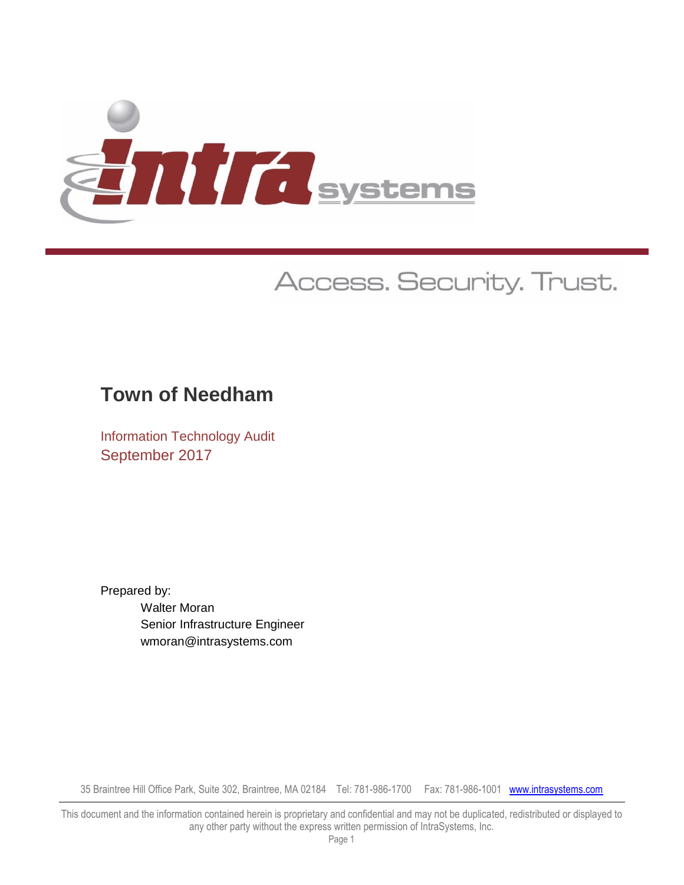Access. Security. Trust.

# Town of Needham

Information Technology Audit
September 2017

Prepared by:

Walter Moran
Senior Infrastructure Engineer
wmoran@intrasystems.com

35 Braintree Hill Office Park, Suite 302, Braintree, MA 02184 Tel: 781-986-1700 Fax: 781-986-1001 www.intrasystems.com

This document and the information contained herein is proprietary and confidential and may not be duplicated, redistributed or displayed to any other party without the express written permission of IntraSystems, Inc.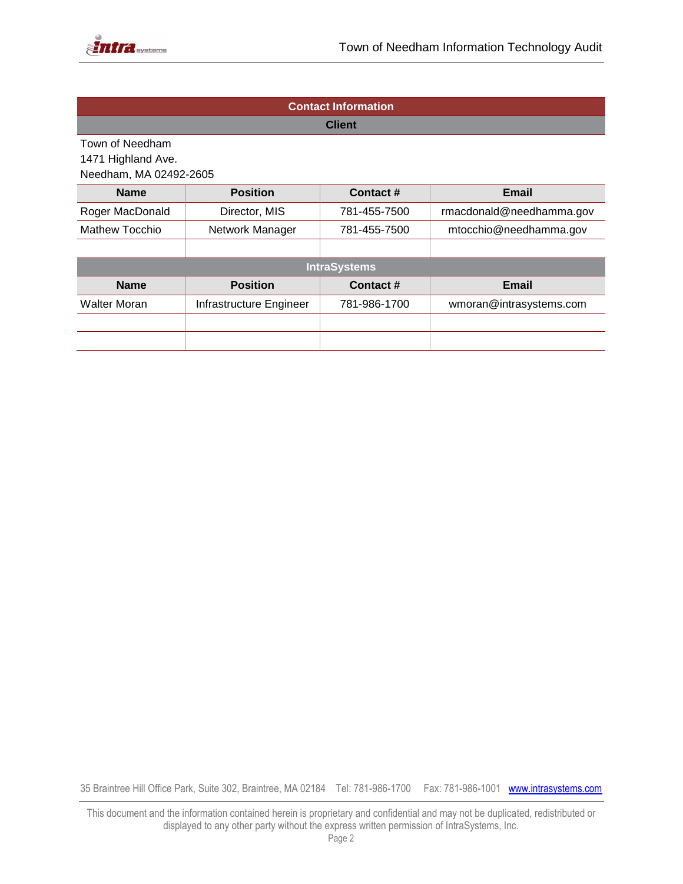## Contact Information

### Client

Town of Needham
1471 Highland Ave.
Needham, MA 02492-2605

| Name | Position | Contact # | Email |
|---|---|---|---|
| Roger MacDonald | Director, MIS | 781-455-7500 | rmacdonald@needhamma.gov |
| Mathew Tocchio | Network Manager | 781-455-7500 | mtocchio@needhamma.gov |
| | | | |

### IntraSystems

| Name | Position | Contact # | Email |
|---|---|---|---|
| Walter Moran | Infrastructure Engineer | 781-986-1700 | wmoran@intrasystems.com |
| | | | |
| | | | |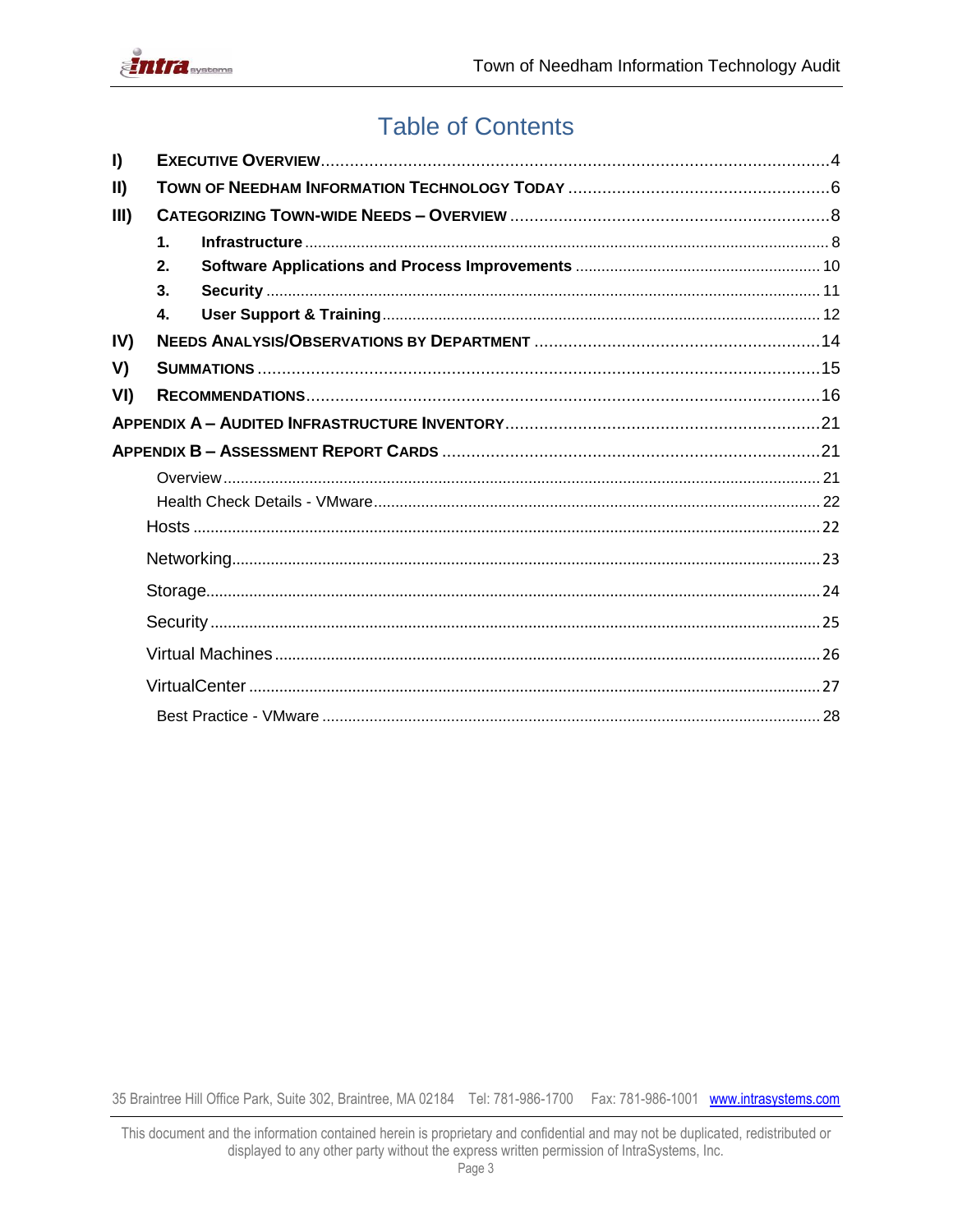# Table of Contents

- **I) EXECUTIVE OVERVIEW** ........ 4
- **II) TOWN OF NEEDHAM INFORMATION TECHNOLOGY TODAY** ........ 6
- **III) CATEGORIZING TOWN-WIDE NEEDS – OVERVIEW** ........ 8
  - **1. Infrastructure** ........ 8
  - **2. Software Applications and Process Improvements** ........ 10
  - **3. Security** ........ 11
  - **4. User Support & Training** ........ 12
- **IV) NEEDS ANALYSIS/OBSERVATIONS BY DEPARTMENT** ........ 14
- **V) SUMMATIONS** ........ 15
- **VI) RECOMMENDATIONS** ........ 16
- **APPENDIX A – AUDITED INFRASTRUCTURE INVENTORY** ........ 21
- **APPENDIX B – ASSESSMENT REPORT CARDS** ........ 21
  - Overview ........ 21
  - Health Check Details - VMware ........ 22
  - Hosts ........ 22
  - Networking ........ 23
  - Storage ........ 24
  - Security ........ 25
  - Virtual Machines ........ 26
  - VirtualCenter ........ 27
  - Best Practice - VMware ........ 28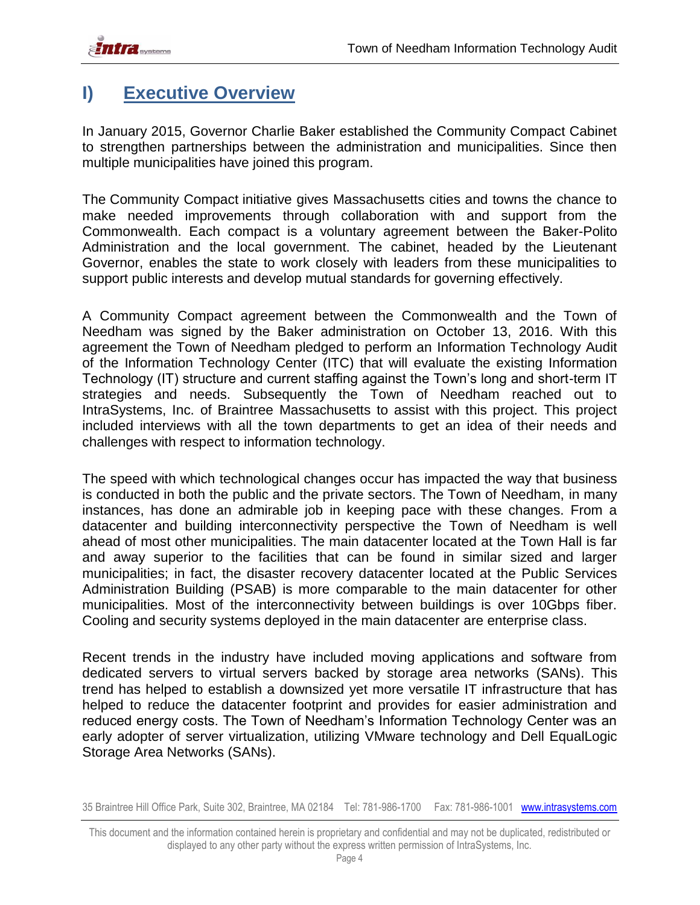# I) Executive Overview

In January 2015, Governor Charlie Baker established the Community Compact Cabinet to strengthen partnerships between the administration and municipalities. Since then multiple municipalities have joined this program.

The Community Compact initiative gives Massachusetts cities and towns the chance to make needed improvements through collaboration with and support from the Commonwealth. Each compact is a voluntary agreement between the Baker-Polito Administration and the local government. The cabinet, headed by the Lieutenant Governor, enables the state to work closely with leaders from these municipalities to support public interests and develop mutual standards for governing effectively.

A Community Compact agreement between the Commonwealth and the Town of Needham was signed by the Baker administration on October 13, 2016. With this agreement the Town of Needham pledged to perform an Information Technology Audit of the Information Technology Center (ITC) that will evaluate the existing Information Technology (IT) structure and current staffing against the Town's long and short-term IT strategies and needs. Subsequently the Town of Needham reached out to IntraSystems, Inc. of Braintree Massachusetts to assist with this project. This project included interviews with all the town departments to get an idea of their needs and challenges with respect to information technology.

The speed with which technological changes occur has impacted the way that business is conducted in both the public and the private sectors. The Town of Needham, in many instances, has done an admirable job in keeping pace with these changes. From a datacenter and building interconnectivity perspective the Town of Needham is well ahead of most other municipalities. The main datacenter located at the Town Hall is far and away superior to the facilities that can be found in similar sized and larger municipalities; in fact, the disaster recovery datacenter located at the Public Services Administration Building (PSAB) is more comparable to the main datacenter for other municipalities. Most of the interconnectivity between buildings is over 10Gbps fiber. Cooling and security systems deployed in the main datacenter are enterprise class.

Recent trends in the industry have included moving applications and software from dedicated servers to virtual servers backed by storage area networks (SANs). This trend has helped to establish a downsized yet more versatile IT infrastructure that has helped to reduce the datacenter footprint and provides for easier administration and reduced energy costs. The Town of Needham's Information Technology Center was an early adopter of server virtualization, utilizing VMware technology and Dell EqualLogic Storage Area Networks (SANs).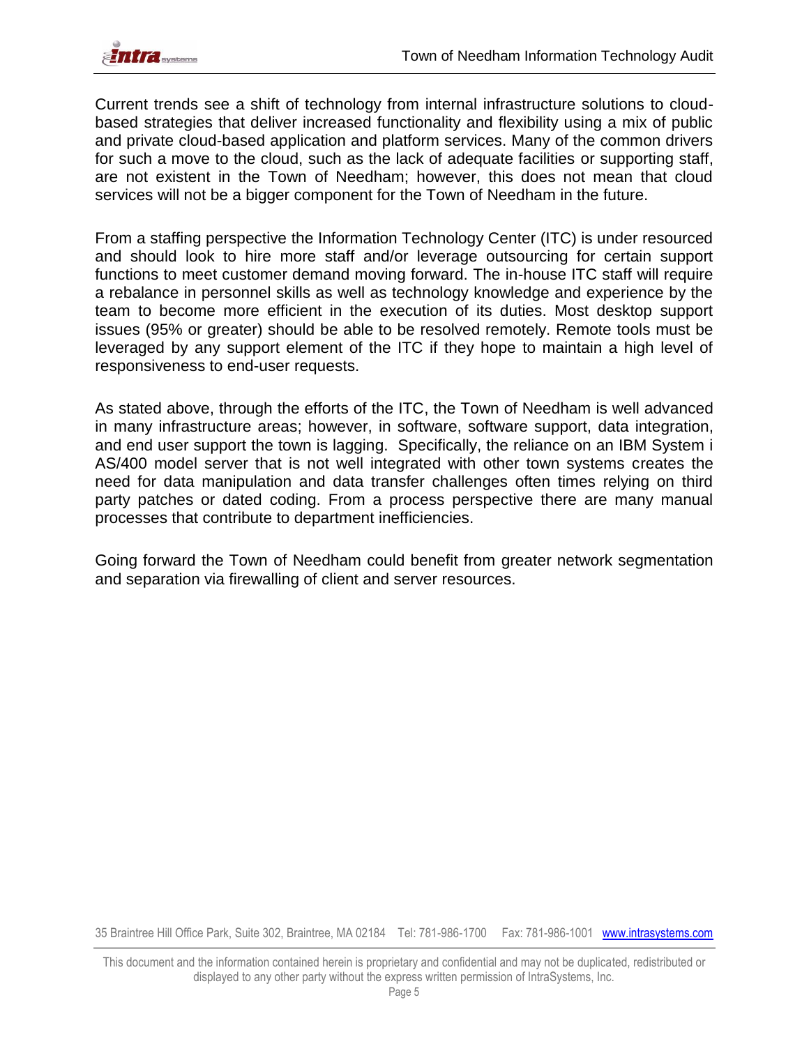Current trends see a shift of technology from internal infrastructure solutions to cloud-based strategies that deliver increased functionality and flexibility using a mix of public and private cloud-based application and platform services. Many of the common drivers for such a move to the cloud, such as the lack of adequate facilities or supporting staff, are not existent in the Town of Needham; however, this does not mean that cloud services will not be a bigger component for the Town of Needham in the future.

From a staffing perspective the Information Technology Center (ITC) is under resourced and should look to hire more staff and/or leverage outsourcing for certain support functions to meet customer demand moving forward. The in-house ITC staff will require a rebalance in personnel skills as well as technology knowledge and experience by the team to become more efficient in the execution of its duties. Most desktop support issues (95% or greater) should be able to be resolved remotely. Remote tools must be leveraged by any support element of the ITC if they hope to maintain a high level of responsiveness to end-user requests.

As stated above, through the efforts of the ITC, the Town of Needham is well advanced in many infrastructure areas; however, in software, software support, data integration, and end user support the town is lagging. Specifically, the reliance on an IBM System i AS/400 model server that is not well integrated with other town systems creates the need for data manipulation and data transfer challenges often times relying on third party patches or dated coding. From a process perspective there are many manual processes that contribute to department inefficiencies.

Going forward the Town of Needham could benefit from greater network segmentation and separation via firewalling of client and server resources.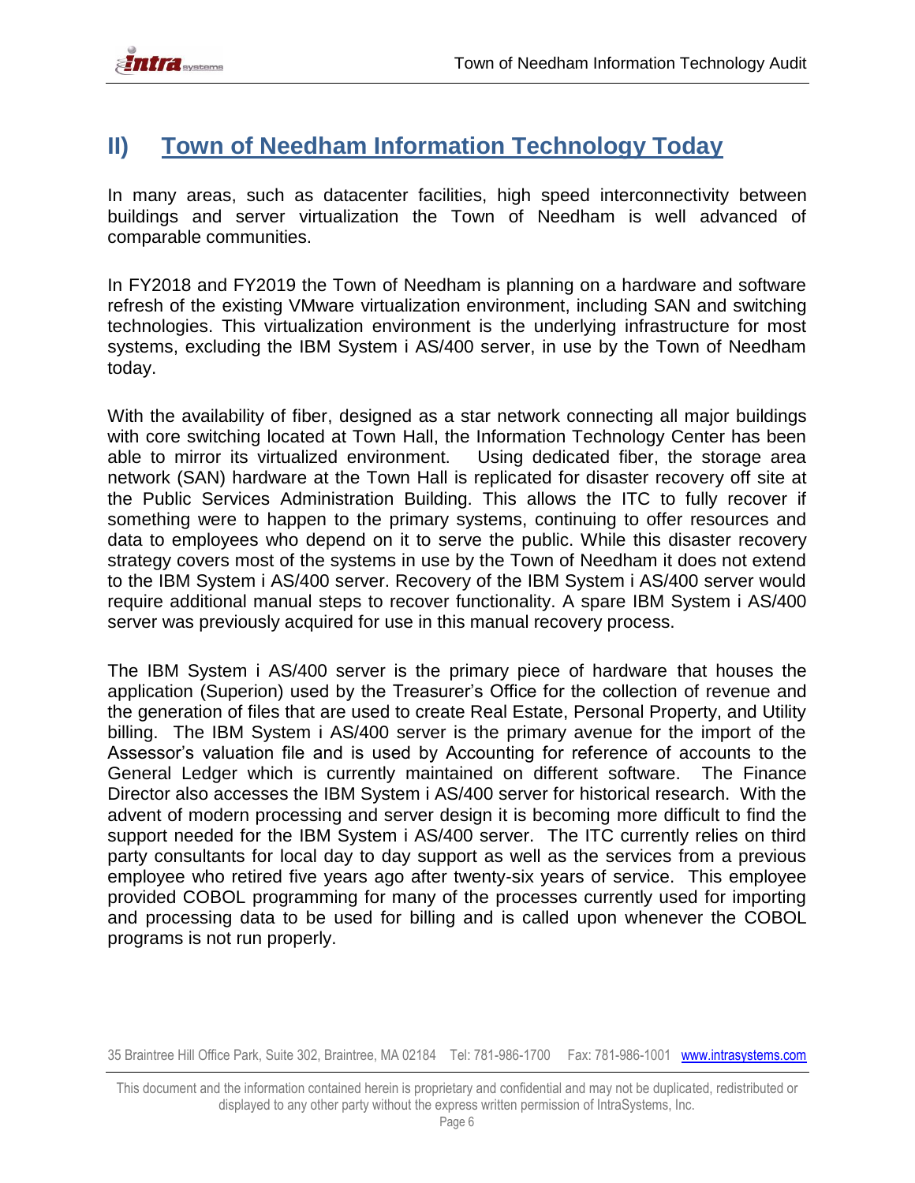## II) Town of Needham Information Technology Today

In many areas, such as datacenter facilities, high speed interconnectivity between buildings and server virtualization the Town of Needham is well advanced of comparable communities.

In FY2018 and FY2019 the Town of Needham is planning on a hardware and software refresh of the existing VMware virtualization environment, including SAN and switching technologies. This virtualization environment is the underlying infrastructure for most systems, excluding the IBM System i AS/400 server, in use by the Town of Needham today.

With the availability of fiber, designed as a star network connecting all major buildings with core switching located at Town Hall, the Information Technology Center has been able to mirror its virtualized environment. Using dedicated fiber, the storage area network (SAN) hardware at the Town Hall is replicated for disaster recovery off site at the Public Services Administration Building. This allows the ITC to fully recover if something were to happen to the primary systems, continuing to offer resources and data to employees who depend on it to serve the public. While this disaster recovery strategy covers most of the systems in use by the Town of Needham it does not extend to the IBM System i AS/400 server. Recovery of the IBM System i AS/400 server would require additional manual steps to recover functionality. A spare IBM System i AS/400 server was previously acquired for use in this manual recovery process.

The IBM System i AS/400 server is the primary piece of hardware that houses the application (Superion) used by the Treasurer's Office for the collection of revenue and the generation of files that are used to create Real Estate, Personal Property, and Utility billing. The IBM System i AS/400 server is the primary avenue for the import of the Assessor's valuation file and is used by Accounting for reference of accounts to the General Ledger which is currently maintained on different software. The Finance Director also accesses the IBM System i AS/400 server for historical research. With the advent of modern processing and server design it is becoming more difficult to find the support needed for the IBM System i AS/400 server. The ITC currently relies on third party consultants for local day to day support as well as the services from a previous employee who retired five years ago after twenty-six years of service. This employee provided COBOL programming for many of the processes currently used for importing and processing data to be used for billing and is called upon whenever the COBOL programs is not run properly.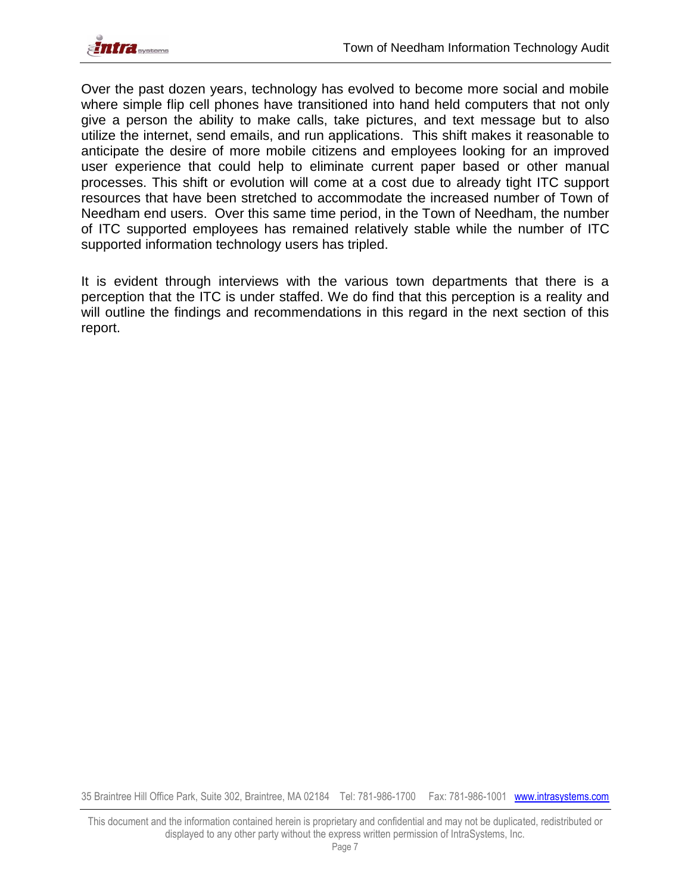Over the past dozen years, technology has evolved to become more social and mobile where simple flip cell phones have transitioned into hand held computers that not only give a person the ability to make calls, take pictures, and text message but to also utilize the internet, send emails, and run applications.  This shift makes it reasonable to anticipate the desire of more mobile citizens and employees looking for an improved user experience that could help to eliminate current paper based or other manual processes. This shift or evolution will come at a cost due to already tight ITC support resources that have been stretched to accommodate the increased number of Town of Needham end users.  Over this same time period, in the Town of Needham, the number of ITC supported employees has remained relatively stable while the number of ITC supported information technology users has tripled.

It is evident through interviews with the various town departments that there is a perception that the ITC is under staffed. We do find that this perception is a reality and will outline the findings and recommendations in this regard in the next section of this report.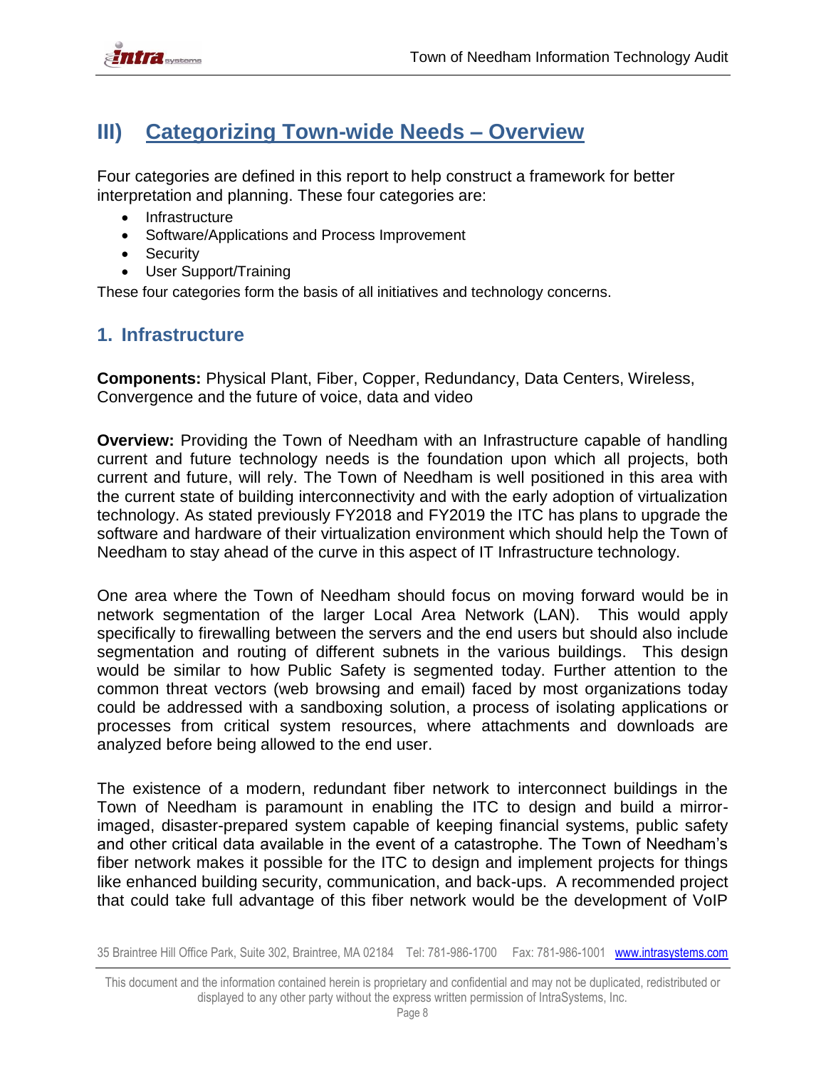## III) Categorizing Town-wide Needs – Overview

Four categories are defined in this report to help construct a framework for better interpretation and planning. These four categories are:

- Infrastructure
- Software/Applications and Process Improvement
- Security
- User Support/Training

These four categories form the basis of all initiatives and technology concerns.

### 1. Infrastructure

**Components:** Physical Plant, Fiber, Copper, Redundancy, Data Centers, Wireless, Convergence and the future of voice, data and video

**Overview:** Providing the Town of Needham with an Infrastructure capable of handling current and future technology needs is the foundation upon which all projects, both current and future, will rely. The Town of Needham is well positioned in this area with the current state of building interconnectivity and with the early adoption of virtualization technology. As stated previously FY2018 and FY2019 the ITC has plans to upgrade the software and hardware of their virtualization environment which should help the Town of Needham to stay ahead of the curve in this aspect of IT Infrastructure technology.

One area where the Town of Needham should focus on moving forward would be in network segmentation of the larger Local Area Network (LAN). This would apply specifically to firewalling between the servers and the end users but should also include segmentation and routing of different subnets in the various buildings. This design would be similar to how Public Safety is segmented today. Further attention to the common threat vectors (web browsing and email) faced by most organizations today could be addressed with a sandboxing solution, a process of isolating applications or processes from critical system resources, where attachments and downloads are analyzed before being allowed to the end user.

The existence of a modern, redundant fiber network to interconnect buildings in the Town of Needham is paramount in enabling the ITC to design and build a mirror-imaged, disaster-prepared system capable of keeping financial systems, public safety and other critical data available in the event of a catastrophe. The Town of Needham's fiber network makes it possible for the ITC to design and implement projects for things like enhanced building security, communication, and back-ups. A recommended project that could take full advantage of this fiber network would be the development of VoIP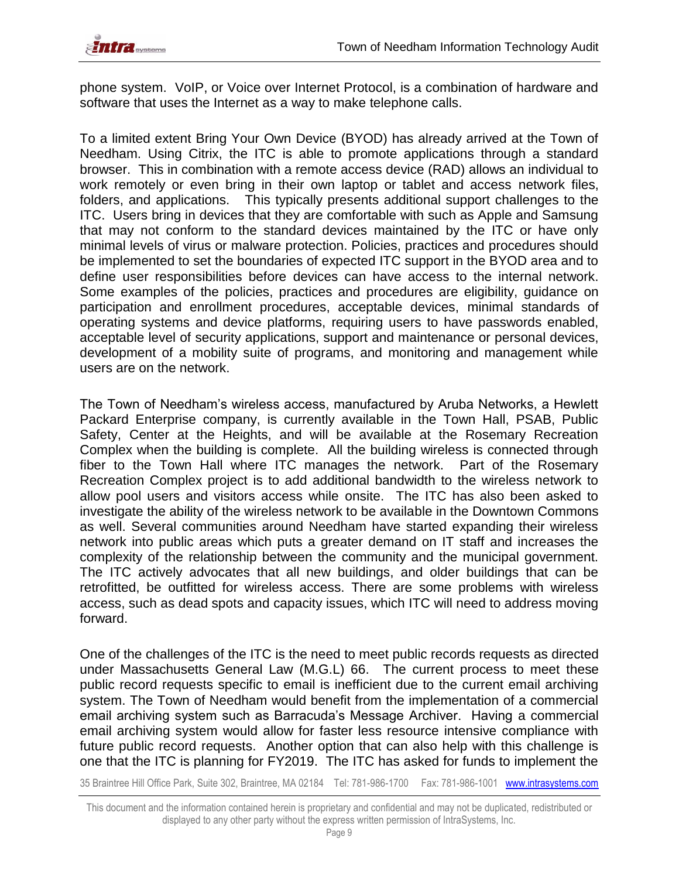phone system. VoIP, or Voice over Internet Protocol, is a combination of hardware and software that uses the Internet as a way to make telephone calls.

To a limited extent Bring Your Own Device (BYOD) has already arrived at the Town of Needham. Using Citrix, the ITC is able to promote applications through a standard browser. This in combination with a remote access device (RAD) allows an individual to work remotely or even bring in their own laptop or tablet and access network files, folders, and applications. This typically presents additional support challenges to the ITC. Users bring in devices that they are comfortable with such as Apple and Samsung that may not conform to the standard devices maintained by the ITC or have only minimal levels of virus or malware protection. Policies, practices and procedures should be implemented to set the boundaries of expected ITC support in the BYOD area and to define user responsibilities before devices can have access to the internal network. Some examples of the policies, practices and procedures are eligibility, guidance on participation and enrollment procedures, acceptable devices, minimal standards of operating systems and device platforms, requiring users to have passwords enabled, acceptable level of security applications, support and maintenance or personal devices, development of a mobility suite of programs, and monitoring and management while users are on the network.

The Town of Needham's wireless access, manufactured by Aruba Networks, a Hewlett Packard Enterprise company, is currently available in the Town Hall, PSAB, Public Safety, Center at the Heights, and will be available at the Rosemary Recreation Complex when the building is complete. All the building wireless is connected through fiber to the Town Hall where ITC manages the network. Part of the Rosemary Recreation Complex project is to add additional bandwidth to the wireless network to allow pool users and visitors access while onsite. The ITC has also been asked to investigate the ability of the wireless network to be available in the Downtown Commons as well. Several communities around Needham have started expanding their wireless network into public areas which puts a greater demand on IT staff and increases the complexity of the relationship between the community and the municipal government. The ITC actively advocates that all new buildings, and older buildings that can be retrofitted, be outfitted for wireless access. There are some problems with wireless access, such as dead spots and capacity issues, which ITC will need to address moving forward.

One of the challenges of the ITC is the need to meet public records requests as directed under Massachusetts General Law (M.G.L) 66. The current process to meet these public record requests specific to email is inefficient due to the current email archiving system. The Town of Needham would benefit from the implementation of a commercial email archiving system such as Barracuda's Message Archiver. Having a commercial email archiving system would allow for faster less resource intensive compliance with future public record requests. Another option that can also help with this challenge is one that the ITC is planning for FY2019. The ITC has asked for funds to implement the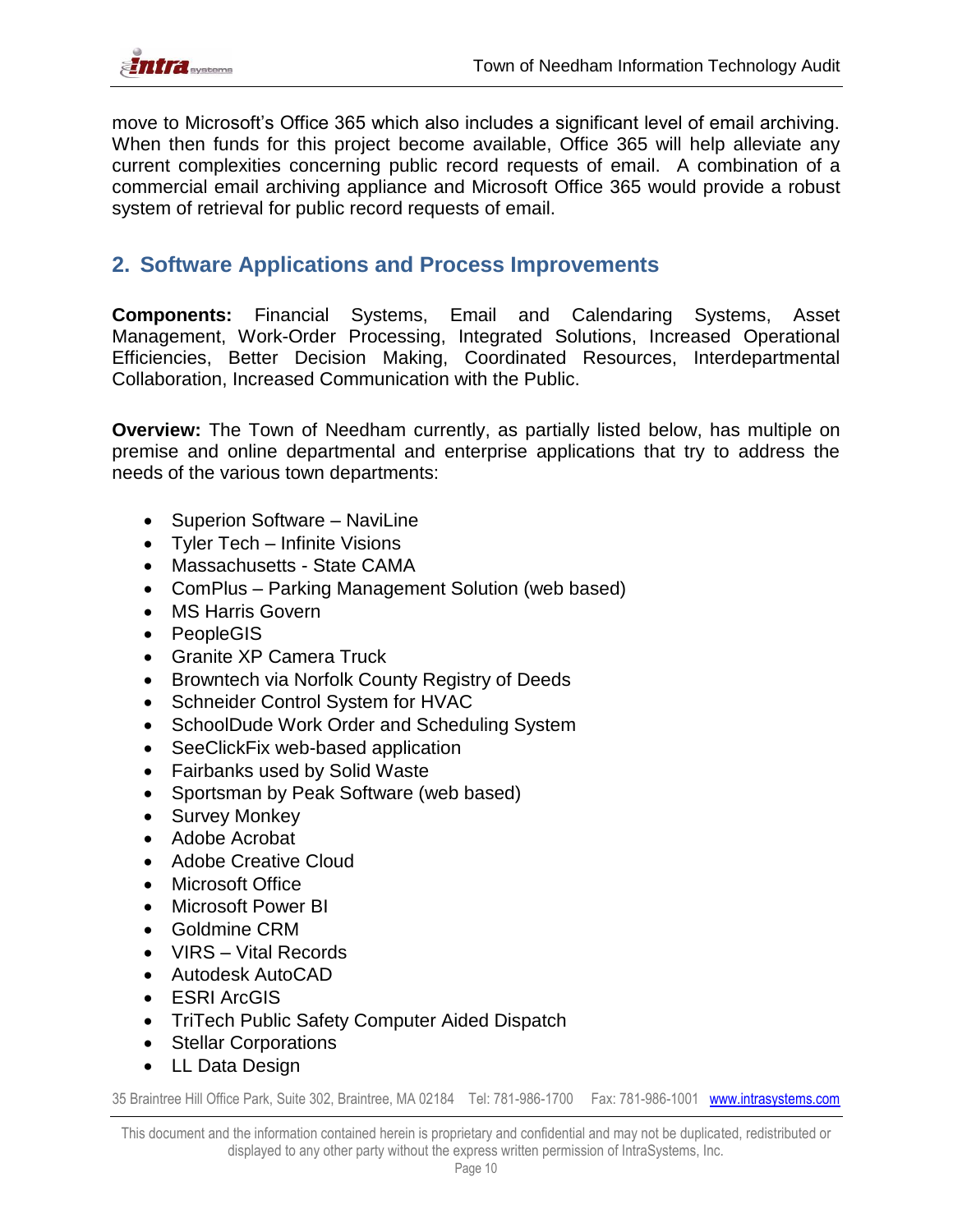move to Microsoft's Office 365 which also includes a significant level of email archiving. When then funds for this project become available, Office 365 will help alleviate any current complexities concerning public record requests of email. A combination of a commercial email archiving appliance and Microsoft Office 365 would provide a robust system of retrieval for public record requests of email.

## 2. Software Applications and Process Improvements

**Components:** Financial Systems, Email and Calendaring Systems, Asset Management, Work-Order Processing, Integrated Solutions, Increased Operational Efficiencies, Better Decision Making, Coordinated Resources, Interdepartmental Collaboration, Increased Communication with the Public.

**Overview:** The Town of Needham currently, as partially listed below, has multiple on premise and online departmental and enterprise applications that try to address the needs of the various town departments:

- Superion Software – NaviLine
- Tyler Tech – Infinite Visions
- Massachusetts - State CAMA
- ComPlus – Parking Management Solution (web based)
- MS Harris Govern
- PeopleGIS
- Granite XP Camera Truck
- Browntech via Norfolk County Registry of Deeds
- Schneider Control System for HVAC
- SchoolDude Work Order and Scheduling System
- SeeClickFix web-based application
- Fairbanks used by Solid Waste
- Sportsman by Peak Software (web based)
- Survey Monkey
- Adobe Acrobat
- Adobe Creative Cloud
- Microsoft Office
- Microsoft Power BI
- Goldmine CRM
- VIRS – Vital Records
- Autodesk AutoCAD
- ESRI ArcGIS
- TriTech Public Safety Computer Aided Dispatch
- Stellar Corporations
- LL Data Design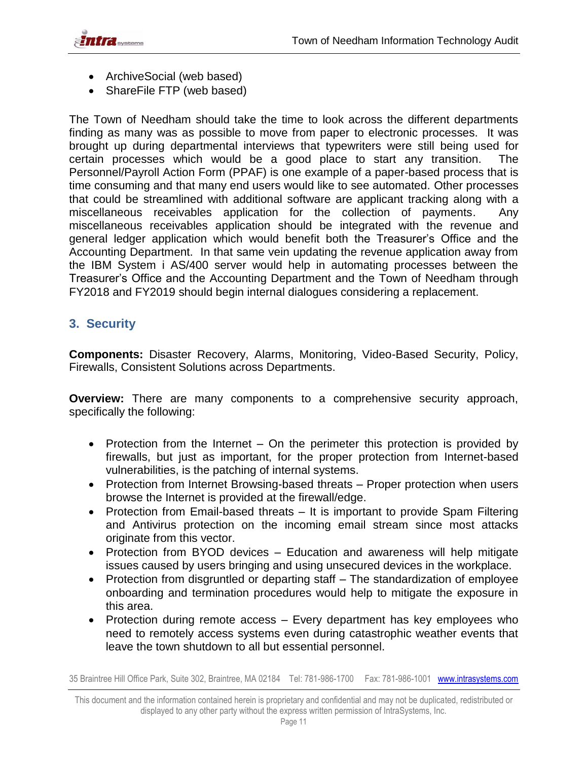- ArchiveSocial (web based)
- ShareFile FTP (web based)

The Town of Needham should take the time to look across the different departments finding as many was as possible to move from paper to electronic processes. It was brought up during departmental interviews that typewriters were still being used for certain processes which would be a good place to start any transition. The Personnel/Payroll Action Form (PPAF) is one example of a paper-based process that is time consuming and that many end users would like to see automated. Other processes that could be streamlined with additional software are applicant tracking along with a miscellaneous receivables application for the collection of payments. Any miscellaneous receivables application should be integrated with the revenue and general ledger application which would benefit both the Treasurer's Office and the Accounting Department. In that same vein updating the revenue application away from the IBM System i AS/400 server would help in automating processes between the Treasurer's Office and the Accounting Department and the Town of Needham through FY2018 and FY2019 should begin internal dialogues considering a replacement.

## 3. Security

**Components:** Disaster Recovery, Alarms, Monitoring, Video-Based Security, Policy, Firewalls, Consistent Solutions across Departments.

**Overview:** There are many components to a comprehensive security approach, specifically the following:

- Protection from the Internet – On the perimeter this protection is provided by firewalls, but just as important, for the proper protection from Internet-based vulnerabilities, is the patching of internal systems.
- Protection from Internet Browsing-based threats – Proper protection when users browse the Internet is provided at the firewall/edge.
- Protection from Email-based threats – It is important to provide Spam Filtering and Antivirus protection on the incoming email stream since most attacks originate from this vector.
- Protection from BYOD devices – Education and awareness will help mitigate issues caused by users bringing and using unsecured devices in the workplace.
- Protection from disgruntled or departing staff – The standardization of employee onboarding and termination procedures would help to mitigate the exposure in this area.
- Protection during remote access – Every department has key employees who need to remotely access systems even during catastrophic weather events that leave the town shutdown to all but essential personnel.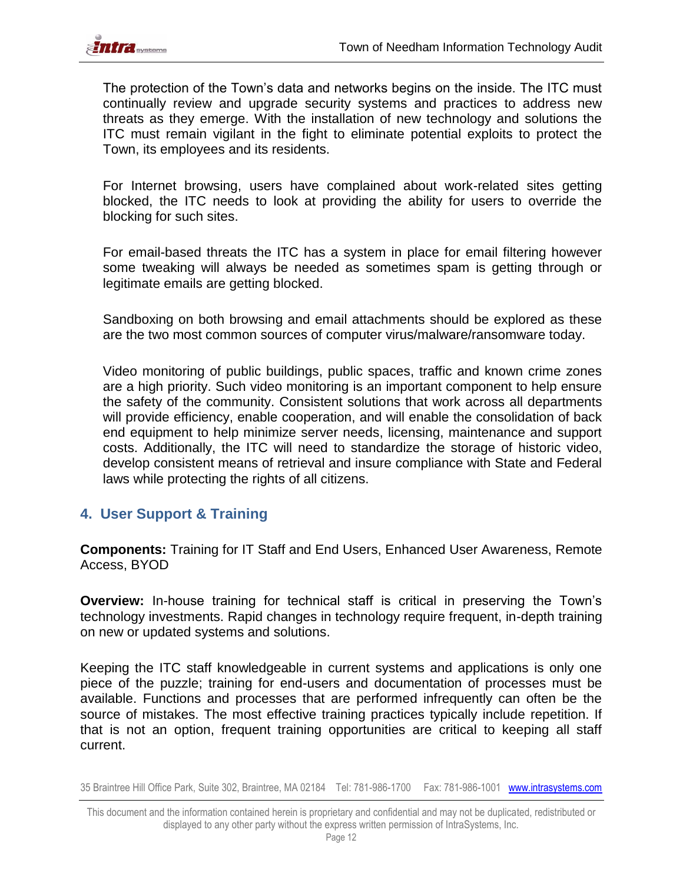The protection of the Town's data and networks begins on the inside. The ITC must continually review and upgrade security systems and practices to address new threats as they emerge. With the installation of new technology and solutions the ITC must remain vigilant in the fight to eliminate potential exploits to protect the Town, its employees and its residents.

For Internet browsing, users have complained about work-related sites getting blocked, the ITC needs to look at providing the ability for users to override the blocking for such sites.

For email-based threats the ITC has a system in place for email filtering however some tweaking will always be needed as sometimes spam is getting through or legitimate emails are getting blocked.

Sandboxing on both browsing and email attachments should be explored as these are the two most common sources of computer virus/malware/ransomware today.

Video monitoring of public buildings, public spaces, traffic and known crime zones are a high priority. Such video monitoring is an important component to help ensure the safety of the community. Consistent solutions that work across all departments will provide efficiency, enable cooperation, and will enable the consolidation of back end equipment to help minimize server needs, licensing, maintenance and support costs. Additionally, the ITC will need to standardize the storage of historic video, develop consistent means of retrieval and insure compliance with State and Federal laws while protecting the rights of all citizens.

## 4. User Support & Training

**Components:** Training for IT Staff and End Users, Enhanced User Awareness, Remote Access, BYOD

**Overview:** In-house training for technical staff is critical in preserving the Town's technology investments. Rapid changes in technology require frequent, in-depth training on new or updated systems and solutions.

Keeping the ITC staff knowledgeable in current systems and applications is only one piece of the puzzle; training for end-users and documentation of processes must be available. Functions and processes that are performed infrequently can often be the source of mistakes. The most effective training practices typically include repetition. If that is not an option, frequent training opportunities are critical to keeping all staff current.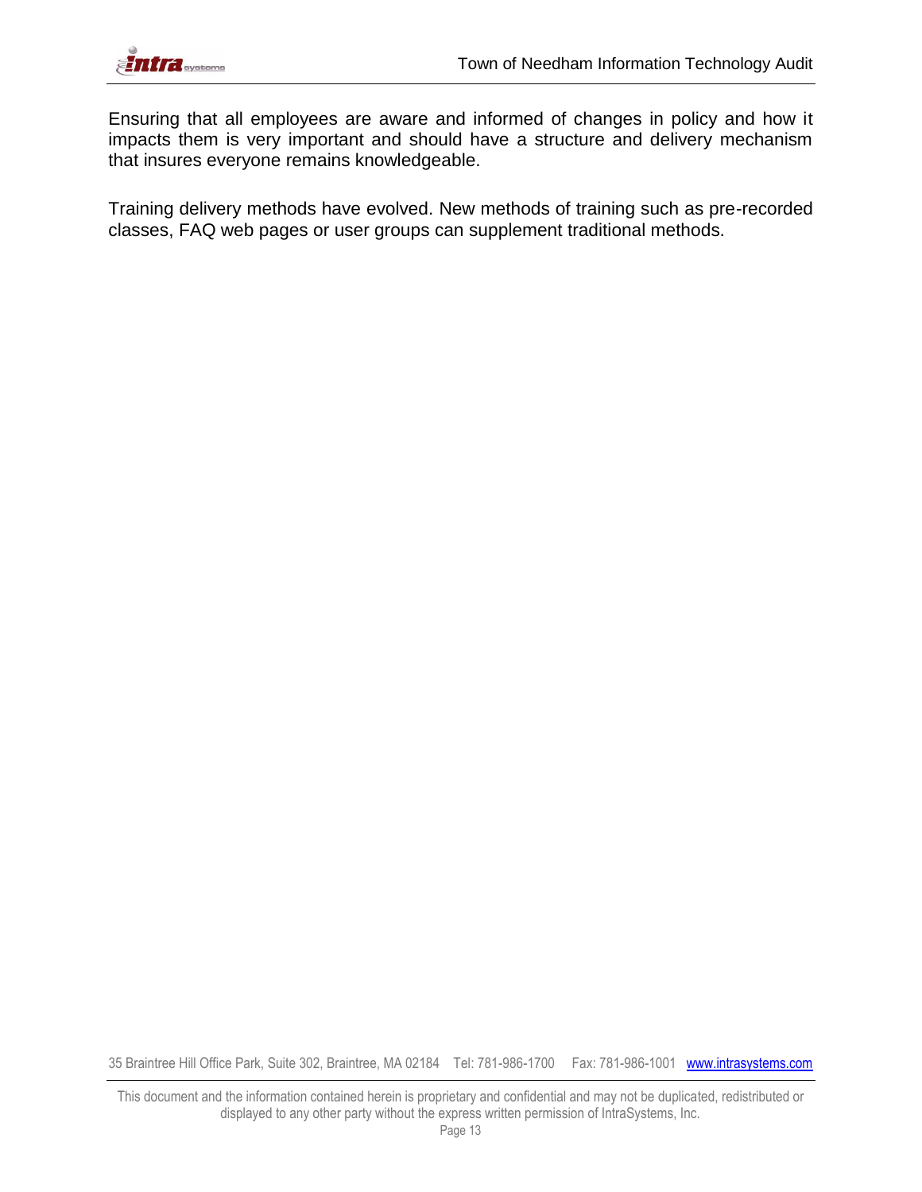Ensuring that all employees are aware and informed of changes in policy and how it impacts them is very important and should have a structure and delivery mechanism that insures everyone remains knowledgeable.

Training delivery methods have evolved. New methods of training such as pre-recorded classes, FAQ web pages or user groups can supplement traditional methods.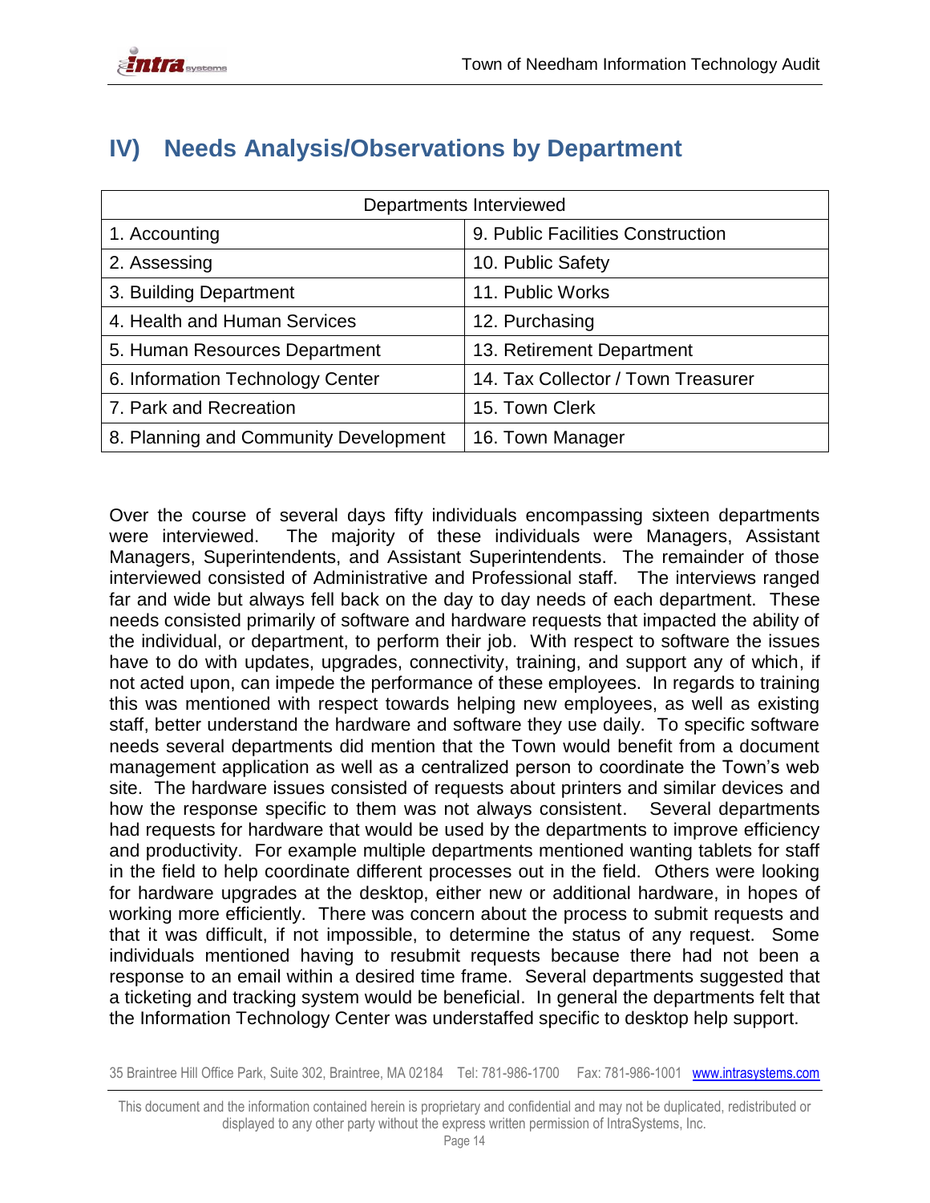# IV) Needs Analysis/Observations by Department

| Departments Interviewed | |
|---|---|
| 1. Accounting | 9. Public Facilities Construction |
| 2. Assessing | 10. Public Safety |
| 3. Building Department | 11. Public Works |
| 4. Health and Human Services | 12. Purchasing |
| 5. Human Resources Department | 13. Retirement Department |
| 6. Information Technology Center | 14. Tax Collector / Town Treasurer |
| 7. Park and Recreation | 15. Town Clerk |
| 8. Planning and Community Development | 16. Town Manager |

Over the course of several days fifty individuals encompassing sixteen departments were interviewed. The majority of these individuals were Managers, Assistant Managers, Superintendents, and Assistant Superintendents. The remainder of those interviewed consisted of Administrative and Professional staff. The interviews ranged far and wide but always fell back on the day to day needs of each department. These needs consisted primarily of software and hardware requests that impacted the ability of the individual, or department, to perform their job. With respect to software the issues have to do with updates, upgrades, connectivity, training, and support any of which, if not acted upon, can impede the performance of these employees. In regards to training this was mentioned with respect towards helping new employees, as well as existing staff, better understand the hardware and software they use daily. To specific software needs several departments did mention that the Town would benefit from a document management application as well as a centralized person to coordinate the Town's web site. The hardware issues consisted of requests about printers and similar devices and how the response specific to them was not always consistent. Several departments had requests for hardware that would be used by the departments to improve efficiency and productivity. For example multiple departments mentioned wanting tablets for staff in the field to help coordinate different processes out in the field. Others were looking for hardware upgrades at the desktop, either new or additional hardware, in hopes of working more efficiently. There was concern about the process to submit requests and that it was difficult, if not impossible, to determine the status of any request. Some individuals mentioned having to resubmit requests because there had not been a response to an email within a desired time frame. Several departments suggested that a ticketing and tracking system would be beneficial. In general the departments felt that the Information Technology Center was understaffed specific to desktop help support.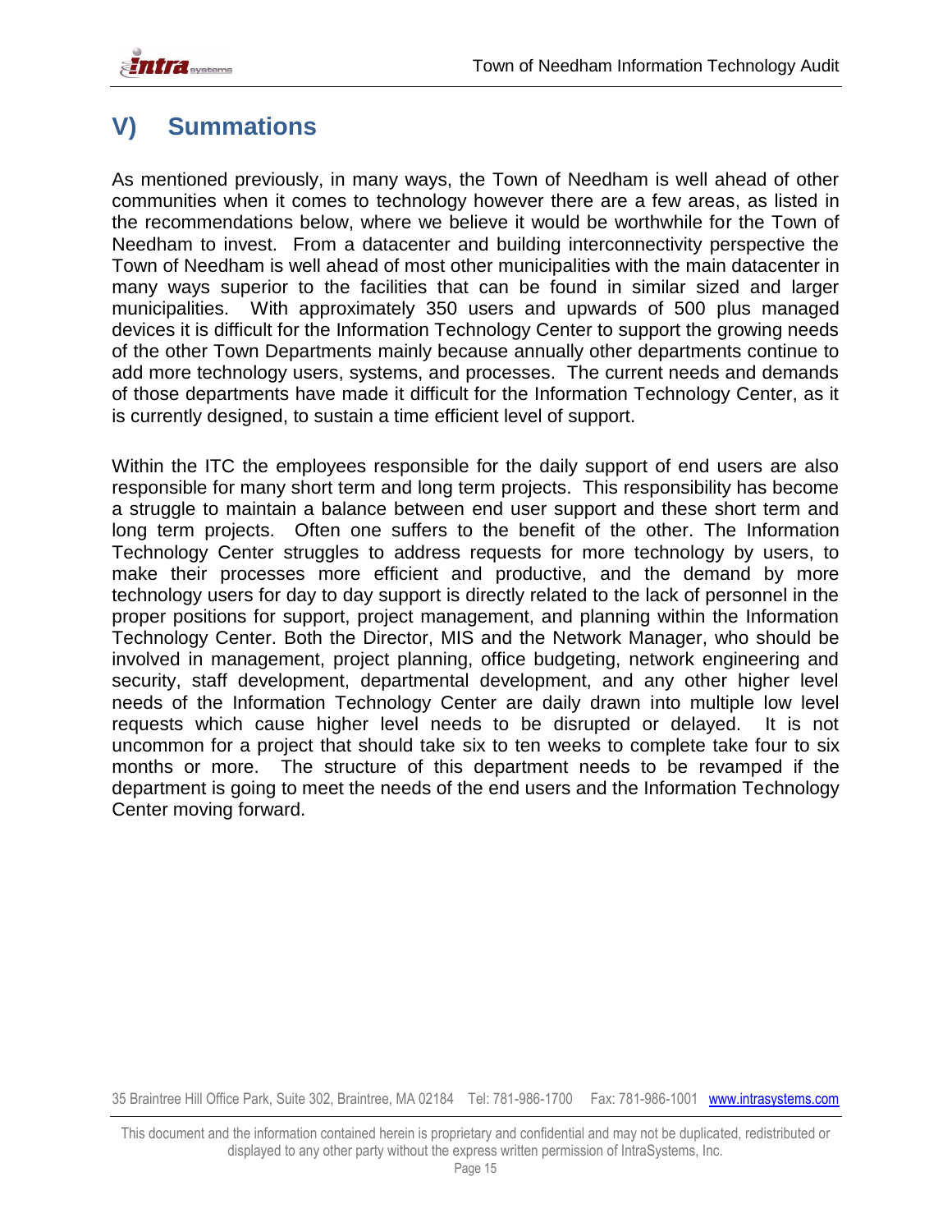## V) Summations

As mentioned previously, in many ways, the Town of Needham is well ahead of other communities when it comes to technology however there are a few areas, as listed in the recommendations below, where we believe it would be worthwhile for the Town of Needham to invest. From a datacenter and building interconnectivity perspective the Town of Needham is well ahead of most other municipalities with the main datacenter in many ways superior to the facilities that can be found in similar sized and larger municipalities. With approximately 350 users and upwards of 500 plus managed devices it is difficult for the Information Technology Center to support the growing needs of the other Town Departments mainly because annually other departments continue to add more technology users, systems, and processes. The current needs and demands of those departments have made it difficult for the Information Technology Center, as it is currently designed, to sustain a time efficient level of support.

Within the ITC the employees responsible for the daily support of end users are also responsible for many short term and long term projects. This responsibility has become a struggle to maintain a balance between end user support and these short term and long term projects. Often one suffers to the benefit of the other. The Information Technology Center struggles to address requests for more technology by users, to make their processes more efficient and productive, and the demand by more technology users for day to day support is directly related to the lack of personnel in the proper positions for support, project management, and planning within the Information Technology Center. Both the Director, MIS and the Network Manager, who should be involved in management, project planning, office budgeting, network engineering and security, staff development, departmental development, and any other higher level needs of the Information Technology Center are daily drawn into multiple low level requests which cause higher level needs to be disrupted or delayed. It is not uncommon for a project that should take six to ten weeks to complete take four to six months or more. The structure of this department needs to be revamped if the department is going to meet the needs of the end users and the Information Technology Center moving forward.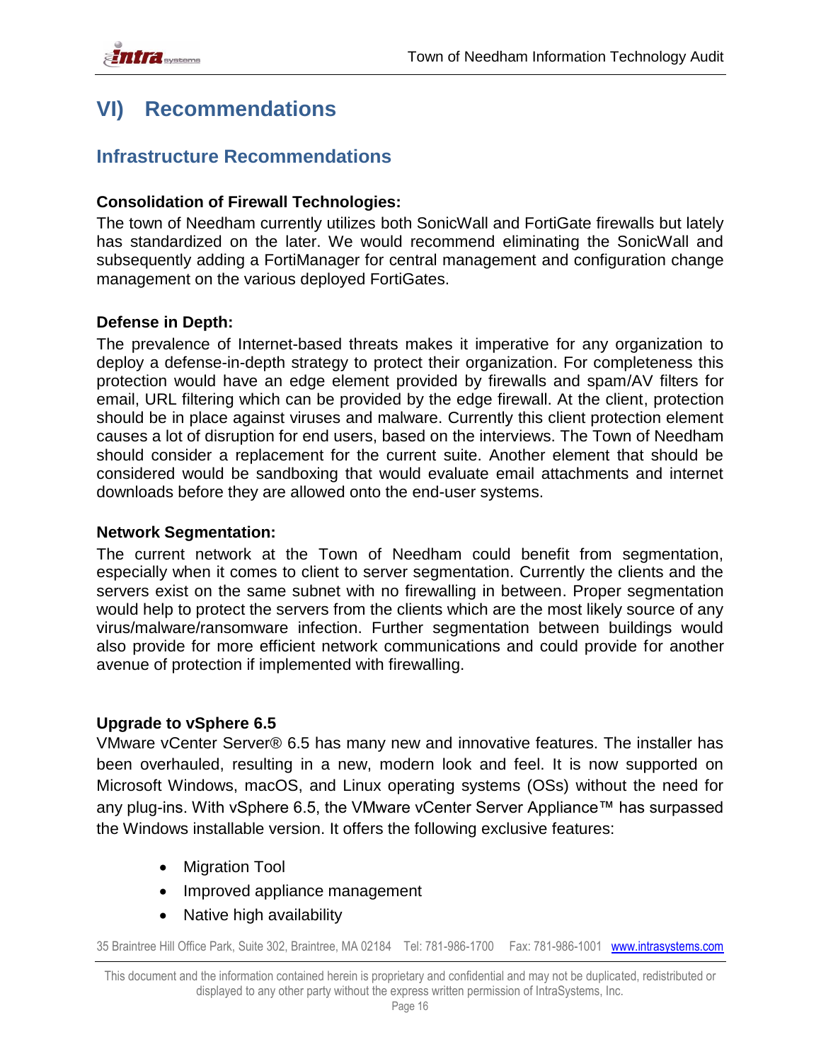# VI) Recommendations

## Infrastructure Recommendations

### Consolidation of Firewall Technologies:

The town of Needham currently utilizes both SonicWall and FortiGate firewalls but lately has standardized on the later. We would recommend eliminating the SonicWall and subsequently adding a FortiManager for central management and configuration change management on the various deployed FortiGates.

### Defense in Depth:

The prevalence of Internet-based threats makes it imperative for any organization to deploy a defense-in-depth strategy to protect their organization. For completeness this protection would have an edge element provided by firewalls and spam/AV filters for email, URL filtering which can be provided by the edge firewall. At the client, protection should be in place against viruses and malware. Currently this client protection element causes a lot of disruption for end users, based on the interviews. The Town of Needham should consider a replacement for the current suite. Another element that should be considered would be sandboxing that would evaluate email attachments and internet downloads before they are allowed onto the end-user systems.

### Network Segmentation:

The current network at the Town of Needham could benefit from segmentation, especially when it comes to client to server segmentation. Currently the clients and the servers exist on the same subnet with no firewalling in between. Proper segmentation would help to protect the servers from the clients which are the most likely source of any virus/malware/ransomware infection. Further segmentation between buildings would also provide for more efficient network communications and could provide for another avenue of protection if implemented with firewalling.

### Upgrade to vSphere 6.5

VMware vCenter Server® 6.5 has many new and innovative features. The installer has been overhauled, resulting in a new, modern look and feel. It is now supported on Microsoft Windows, macOS, and Linux operating systems (OSs) without the need for any plug-ins. With vSphere 6.5, the VMware vCenter Server Appliance™ has surpassed the Windows installable version. It offers the following exclusive features:

- Migration Tool
- Improved appliance management
- Native high availability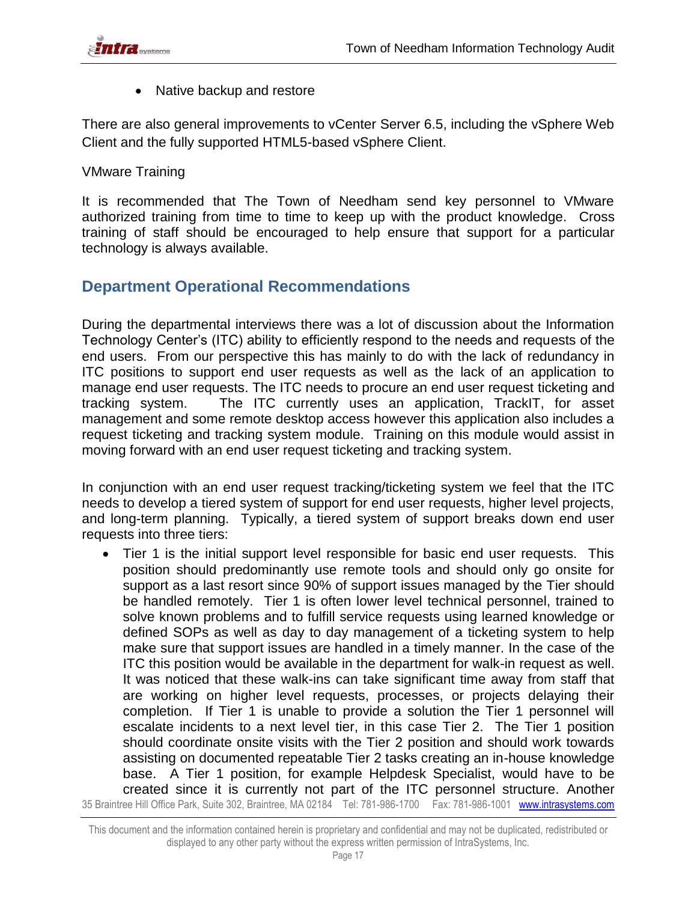- Native backup and restore

There are also general improvements to vCenter Server 6.5, including the vSphere Web Client and the fully supported HTML5-based vSphere Client.

VMware Training

It is recommended that The Town of Needham send key personnel to VMware authorized training from time to time to keep up with the product knowledge. Cross training of staff should be encouraged to help ensure that support for a particular technology is always available.

## Department Operational Recommendations

During the departmental interviews there was a lot of discussion about the Information Technology Center's (ITC) ability to efficiently respond to the needs and requests of the end users. From our perspective this has mainly to do with the lack of redundancy in ITC positions to support end user requests as well as the lack of an application to manage end user requests. The ITC needs to procure an end user request ticketing and tracking system. The ITC currently uses an application, TrackIT, for asset management and some remote desktop access however this application also includes a request ticketing and tracking system module. Training on this module would assist in moving forward with an end user request ticketing and tracking system.

In conjunction with an end user request tracking/ticketing system we feel that the ITC needs to develop a tiered system of support for end user requests, higher level projects, and long-term planning. Typically, a tiered system of support breaks down end user requests into three tiers:

- Tier 1 is the initial support level responsible for basic end user requests. This position should predominantly use remote tools and should only go onsite for support as a last resort since 90% of support issues managed by the Tier should be handled remotely. Tier 1 is often lower level technical personnel, trained to solve known problems and to fulfill service requests using learned knowledge or defined SOPs as well as day to day management of a ticketing system to help make sure that support issues are handled in a timely manner. In the case of the ITC this position would be available in the department for walk-in request as well. It was noticed that these walk-ins can take significant time away from staff that are working on higher level requests, processes, or projects delaying their completion. If Tier 1 is unable to provide a solution the Tier 1 personnel will escalate incidents to a next level tier, in this case Tier 2. The Tier 1 position should coordinate onsite visits with the Tier 2 position and should work towards assisting on documented repeatable Tier 2 tasks creating an in-house knowledge base. A Tier 1 position, for example Helpdesk Specialist, would have to be created since it is currently not part of the ITC personnel structure. Another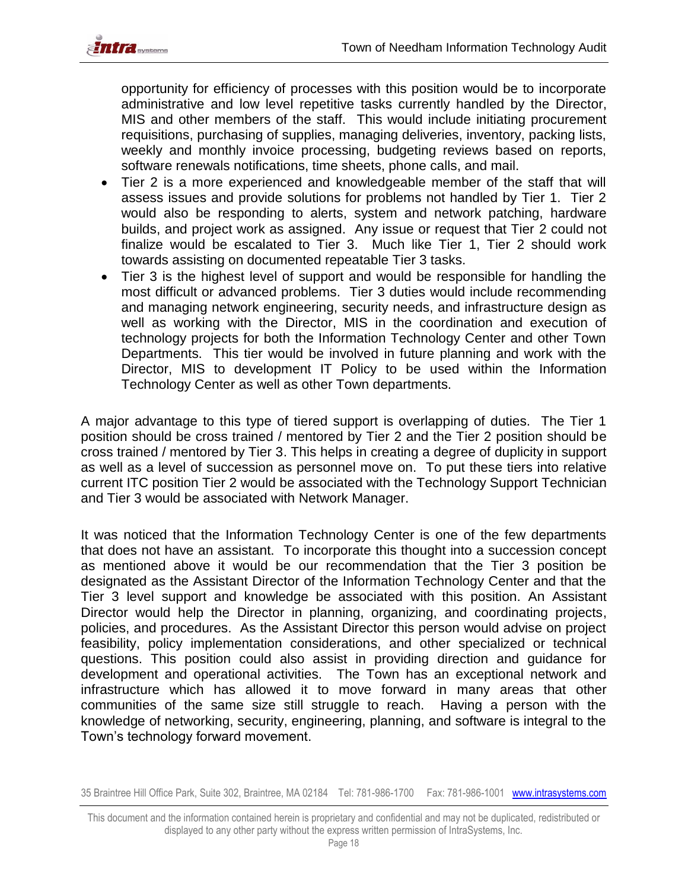opportunity for efficiency of processes with this position would be to incorporate administrative and low level repetitive tasks currently handled by the Director, MIS and other members of the staff. This would include initiating procurement requisitions, purchasing of supplies, managing deliveries, inventory, packing lists, weekly and monthly invoice processing, budgeting reviews based on reports, software renewals notifications, time sheets, phone calls, and mail.

- Tier 2 is a more experienced and knowledgeable member of the staff that will assess issues and provide solutions for problems not handled by Tier 1. Tier 2 would also be responding to alerts, system and network patching, hardware builds, and project work as assigned. Any issue or request that Tier 2 could not finalize would be escalated to Tier 3. Much like Tier 1, Tier 2 should work towards assisting on documented repeatable Tier 3 tasks.
- Tier 3 is the highest level of support and would be responsible for handling the most difficult or advanced problems. Tier 3 duties would include recommending and managing network engineering, security needs, and infrastructure design as well as working with the Director, MIS in the coordination and execution of technology projects for both the Information Technology Center and other Town Departments. This tier would be involved in future planning and work with the Director, MIS to development IT Policy to be used within the Information Technology Center as well as other Town departments.

A major advantage to this type of tiered support is overlapping of duties. The Tier 1 position should be cross trained / mentored by Tier 2 and the Tier 2 position should be cross trained / mentored by Tier 3. This helps in creating a degree of duplicity in support as well as a level of succession as personnel move on. To put these tiers into relative current ITC position Tier 2 would be associated with the Technology Support Technician and Tier 3 would be associated with Network Manager.

It was noticed that the Information Technology Center is one of the few departments that does not have an assistant. To incorporate this thought into a succession concept as mentioned above it would be our recommendation that the Tier 3 position be designated as the Assistant Director of the Information Technology Center and that the Tier 3 level support and knowledge be associated with this position. An Assistant Director would help the Director in planning, organizing, and coordinating projects, policies, and procedures. As the Assistant Director this person would advise on project feasibility, policy implementation considerations, and other specialized or technical questions. This position could also assist in providing direction and guidance for development and operational activities. The Town has an exceptional network and infrastructure which has allowed it to move forward in many areas that other communities of the same size still struggle to reach. Having a person with the knowledge of networking, security, engineering, planning, and software is integral to the Town's technology forward movement.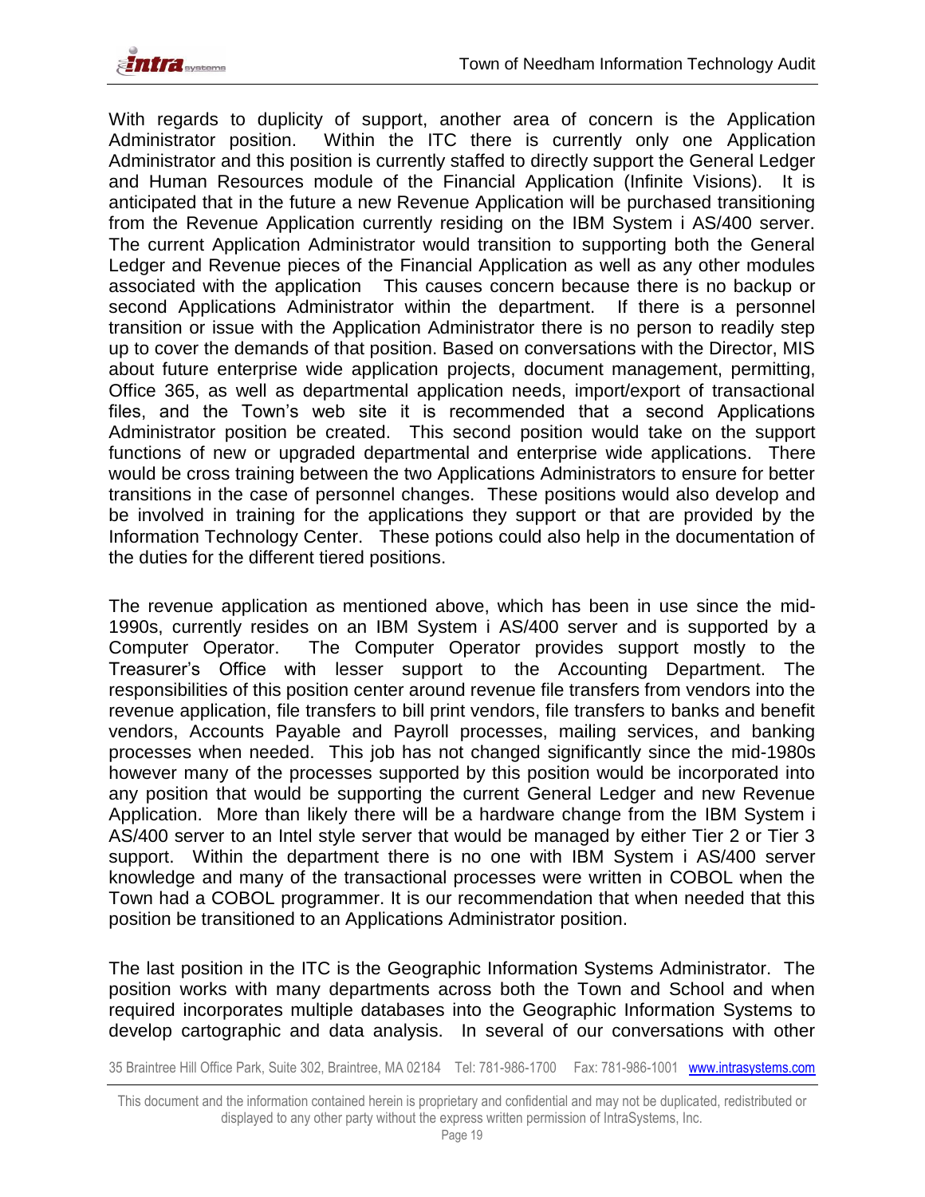With regards to duplicity of support, another area of concern is the Application Administrator position. Within the ITC there is currently only one Application Administrator and this position is currently staffed to directly support the General Ledger and Human Resources module of the Financial Application (Infinite Visions). It is anticipated that in the future a new Revenue Application will be purchased transitioning from the Revenue Application currently residing on the IBM System i AS/400 server. The current Application Administrator would transition to supporting both the General Ledger and Revenue pieces of the Financial Application as well as any other modules associated with the application This causes concern because there is no backup or second Applications Administrator within the department. If there is a personnel transition or issue with the Application Administrator there is no person to readily step up to cover the demands of that position. Based on conversations with the Director, MIS about future enterprise wide application projects, document management, permitting, Office 365, as well as departmental application needs, import/export of transactional files, and the Town's web site it is recommended that a second Applications Administrator position be created. This second position would take on the support functions of new or upgraded departmental and enterprise wide applications. There would be cross training between the two Applications Administrators to ensure for better transitions in the case of personnel changes. These positions would also develop and be involved in training for the applications they support or that are provided by the Information Technology Center. These potions could also help in the documentation of the duties for the different tiered positions.

The revenue application as mentioned above, which has been in use since the mid-1990s, currently resides on an IBM System i AS/400 server and is supported by a Computer Operator. The Computer Operator provides support mostly to the Treasurer's Office with lesser support to the Accounting Department. The responsibilities of this position center around revenue file transfers from vendors into the revenue application, file transfers to bill print vendors, file transfers to banks and benefit vendors, Accounts Payable and Payroll processes, mailing services, and banking processes when needed. This job has not changed significantly since the mid-1980s however many of the processes supported by this position would be incorporated into any position that would be supporting the current General Ledger and new Revenue Application. More than likely there will be a hardware change from the IBM System i AS/400 server to an Intel style server that would be managed by either Tier 2 or Tier 3 support. Within the department there is no one with IBM System i AS/400 server knowledge and many of the transactional processes were written in COBOL when the Town had a COBOL programmer. It is our recommendation that when needed that this position be transitioned to an Applications Administrator position.

The last position in the ITC is the Geographic Information Systems Administrator. The position works with many departments across both the Town and School and when required incorporates multiple databases into the Geographic Information Systems to develop cartographic and data analysis. In several of our conversations with other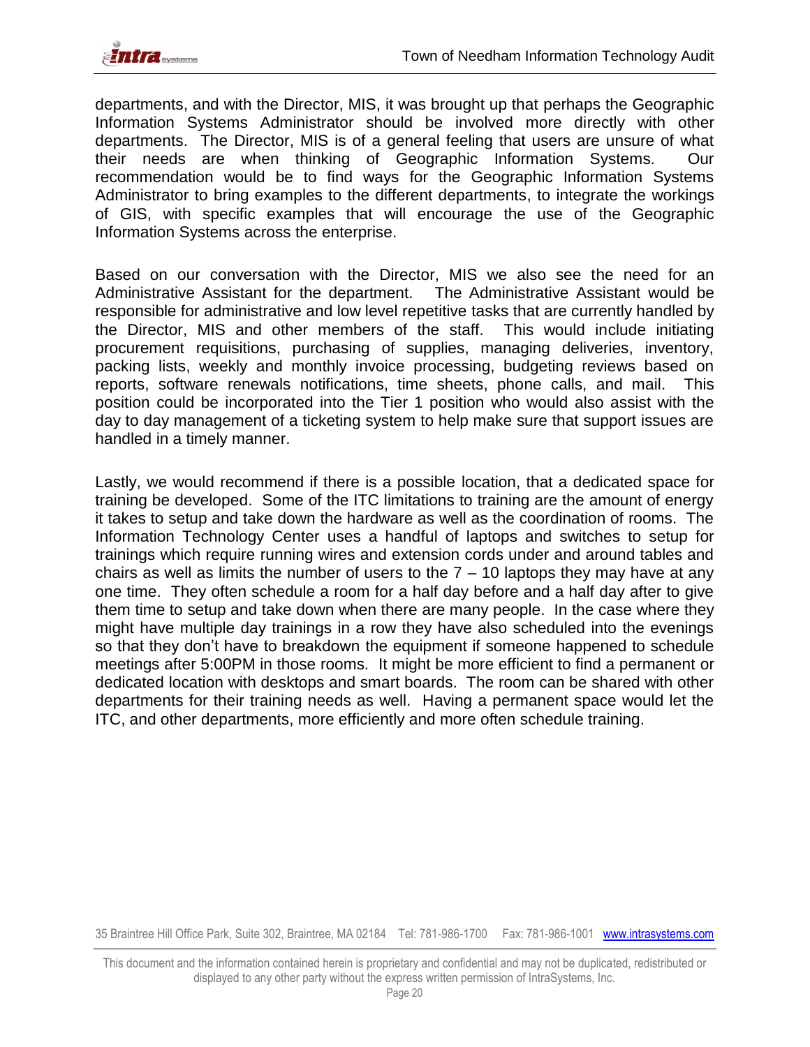departments, and with the Director, MIS, it was brought up that perhaps the Geographic Information Systems Administrator should be involved more directly with other departments. The Director, MIS is of a general feeling that users are unsure of what their needs are when thinking of Geographic Information Systems. Our recommendation would be to find ways for the Geographic Information Systems Administrator to bring examples to the different departments, to integrate the workings of GIS, with specific examples that will encourage the use of the Geographic Information Systems across the enterprise.

Based on our conversation with the Director, MIS we also see the need for an Administrative Assistant for the department. The Administrative Assistant would be responsible for administrative and low level repetitive tasks that are currently handled by the Director, MIS and other members of the staff. This would include initiating procurement requisitions, purchasing of supplies, managing deliveries, inventory, packing lists, weekly and monthly invoice processing, budgeting reviews based on reports, software renewals notifications, time sheets, phone calls, and mail. This position could be incorporated into the Tier 1 position who would also assist with the day to day management of a ticketing system to help make sure that support issues are handled in a timely manner.

Lastly, we would recommend if there is a possible location, that a dedicated space for training be developed. Some of the ITC limitations to training are the amount of energy it takes to setup and take down the hardware as well as the coordination of rooms. The Information Technology Center uses a handful of laptops and switches to setup for trainings which require running wires and extension cords under and around tables and chairs as well as limits the number of users to the 7 – 10 laptops they may have at any one time. They often schedule a room for a half day before and a half day after to give them time to setup and take down when there are many people. In the case where they might have multiple day trainings in a row they have also scheduled into the evenings so that they don't have to breakdown the equipment if someone happened to schedule meetings after 5:00PM in those rooms. It might be more efficient to find a permanent or dedicated location with desktops and smart boards. The room can be shared with other departments for their training needs as well. Having a permanent space would let the ITC, and other departments, more efficiently and more often schedule training.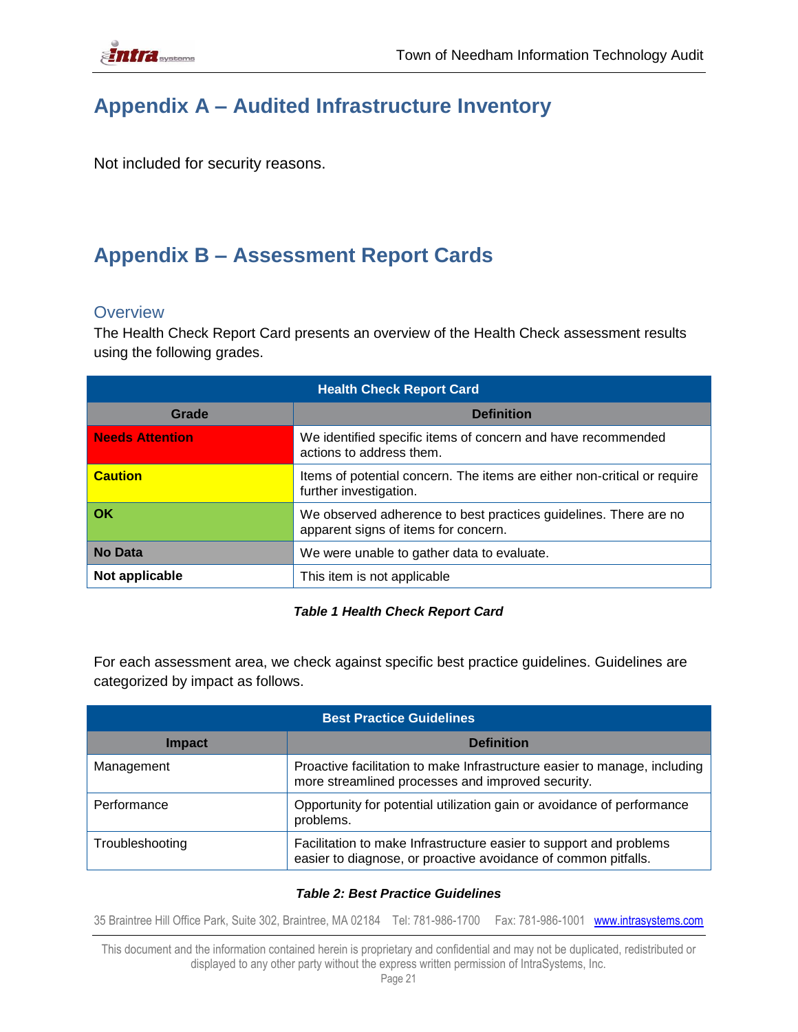# Appendix A – Audited Infrastructure Inventory

Not included for security reasons.

# Appendix B – Assessment Report Cards

## Overview

The Health Check Report Card presents an overview of the Health Check assessment results using the following grades.

| Health Check Report Card | |
|---|---|
| **Grade** | **Definition** |
| **Needs Attention** | We identified specific items of concern and have recommended actions to address them. |
| **Caution** | Items of potential concern. The items are either non-critical or require further investigation. |
| **OK** | We observed adherence to best practices guidelines. There are no apparent signs of items for concern. |
| **No Data** | We were unable to gather data to evaluate. |
| **Not applicable** | This item is not applicable |

***Table 1 Health Check Report Card***

For each assessment area, we check against specific best practice guidelines. Guidelines are categorized by impact as follows.

| Best Practice Guidelines | |
|---|---|
| **Impact** | **Definition** |
| Management | Proactive facilitation to make Infrastructure easier to manage, including more streamlined processes and improved security. |
| Performance | Opportunity for potential utilization gain or avoidance of performance problems. |
| Troubleshooting | Facilitation to make Infrastructure easier to support and problems easier to diagnose, or proactive avoidance of common pitfalls. |

***Table 2: Best Practice Guidelines***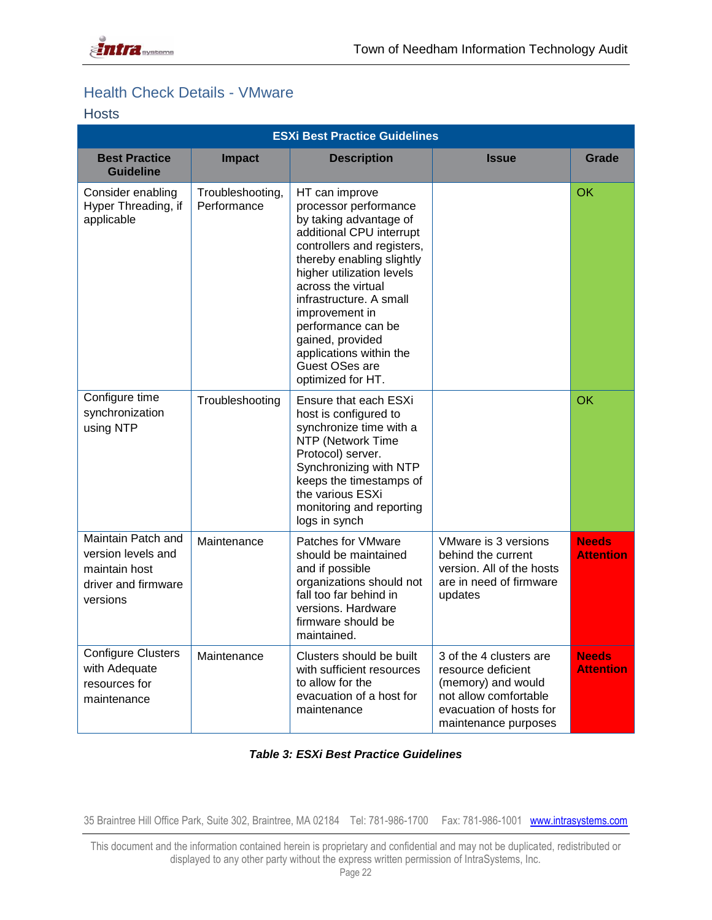## Health Check Details - VMware

### Hosts

| ESXi Best Practice Guidelines | | | | |
|---|---|---|---|---|
| **Best Practice Guideline** | **Impact** | **Description** | **Issue** | **Grade** |
| Consider enabling Hyper Threading, if applicable | Troubleshooting, Performance | HT can improve processor performance by taking advantage of additional CPU interrupt controllers and registers, thereby enabling slightly higher utilization levels across the virtual infrastructure. A small improvement in performance can be gained, provided applications within the Guest OSes are optimized for HT. | | OK |
| Configure time synchronization using NTP | Troubleshooting | Ensure that each ESXi host is configured to synchronize time with a NTP (Network Time Protocol) server. Synchronizing with NTP keeps the timestamps of the various ESXi monitoring and reporting logs in synch | | OK |
| Maintain Patch and version levels and maintain host driver and firmware versions | Maintenance | Patches for VMware should be maintained and if possible organizations should not fall too far behind in versions. Hardware firmware should be maintained. | VMware is 3 versions behind the current version. All of the hosts are in need of firmware updates | **Needs Attention** |
| Configure Clusters with Adequate resources for maintenance | Maintenance | Clusters should be built with sufficient resources to allow for the evacuation of a host for maintenance | 3 of the 4 clusters are resource deficient (memory) and would not allow comfortable evacuation of hosts for maintenance purposes | **Needs Attention** |

***Table 3: ESXi Best Practice Guidelines***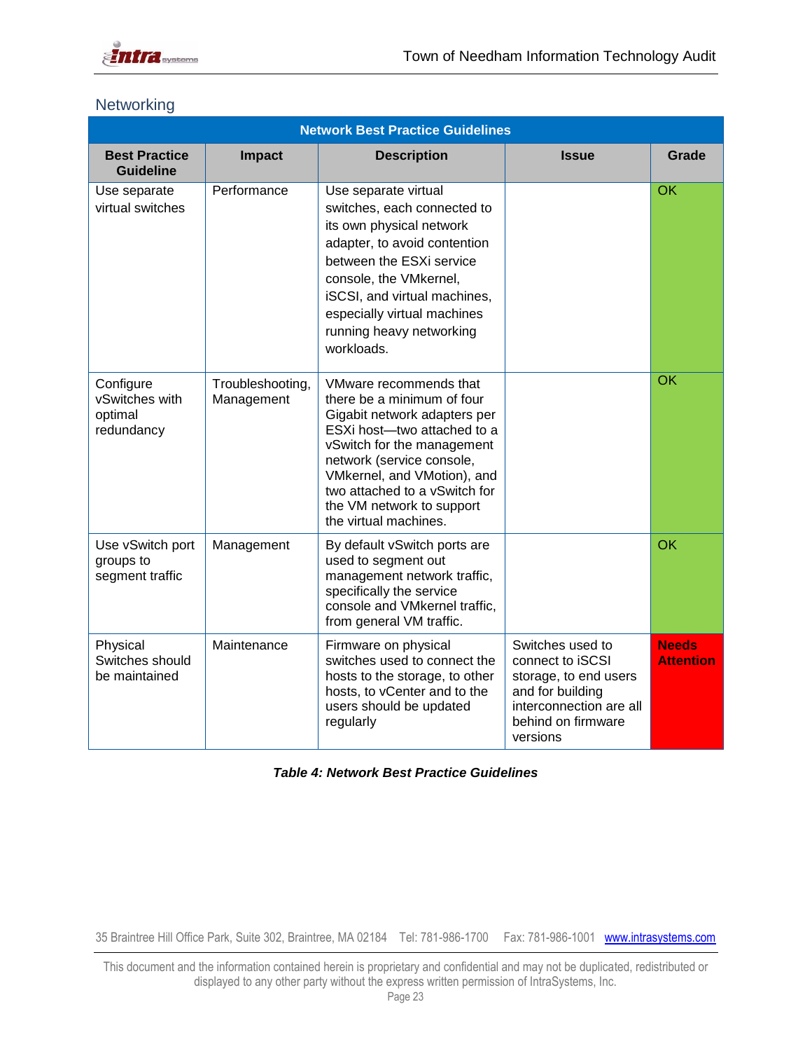## Networking

| Network Best Practice Guidelines | | | | |
|---|---|---|---|---|
| **Best Practice Guideline** | **Impact** | **Description** | **Issue** | **Grade** |
| Use separate virtual switches | Performance | Use separate virtual switches, each connected to its own physical network adapter, to avoid contention between the ESXi service console, the VMkernel, iSCSI, and virtual machines, especially virtual machines running heavy networking workloads. | | OK |
| Configure vSwitches with optimal redundancy | Troubleshooting, Management | VMware recommends that there be a minimum of four Gigabit network adapters per ESXi host—two attached to a vSwitch for the management network (service console, VMkernel, and VMotion), and two attached to a vSwitch for the VM network to support the virtual machines. | | OK |
| Use vSwitch port groups to segment traffic | Management | By default vSwitch ports are used to segment out management network traffic, specifically the service console and VMkernel traffic, from general VM traffic. | | OK |
| Physical Switches should be maintained | Maintenance | Firmware on physical switches used to connect the hosts to the storage, to other hosts, to vCenter and to the users should be updated regularly | Switches used to connect to iSCSI storage, to end users and for building interconnection are all behind on firmware versions | **Needs Attention** |

***Table 4: Network Best Practice Guidelines***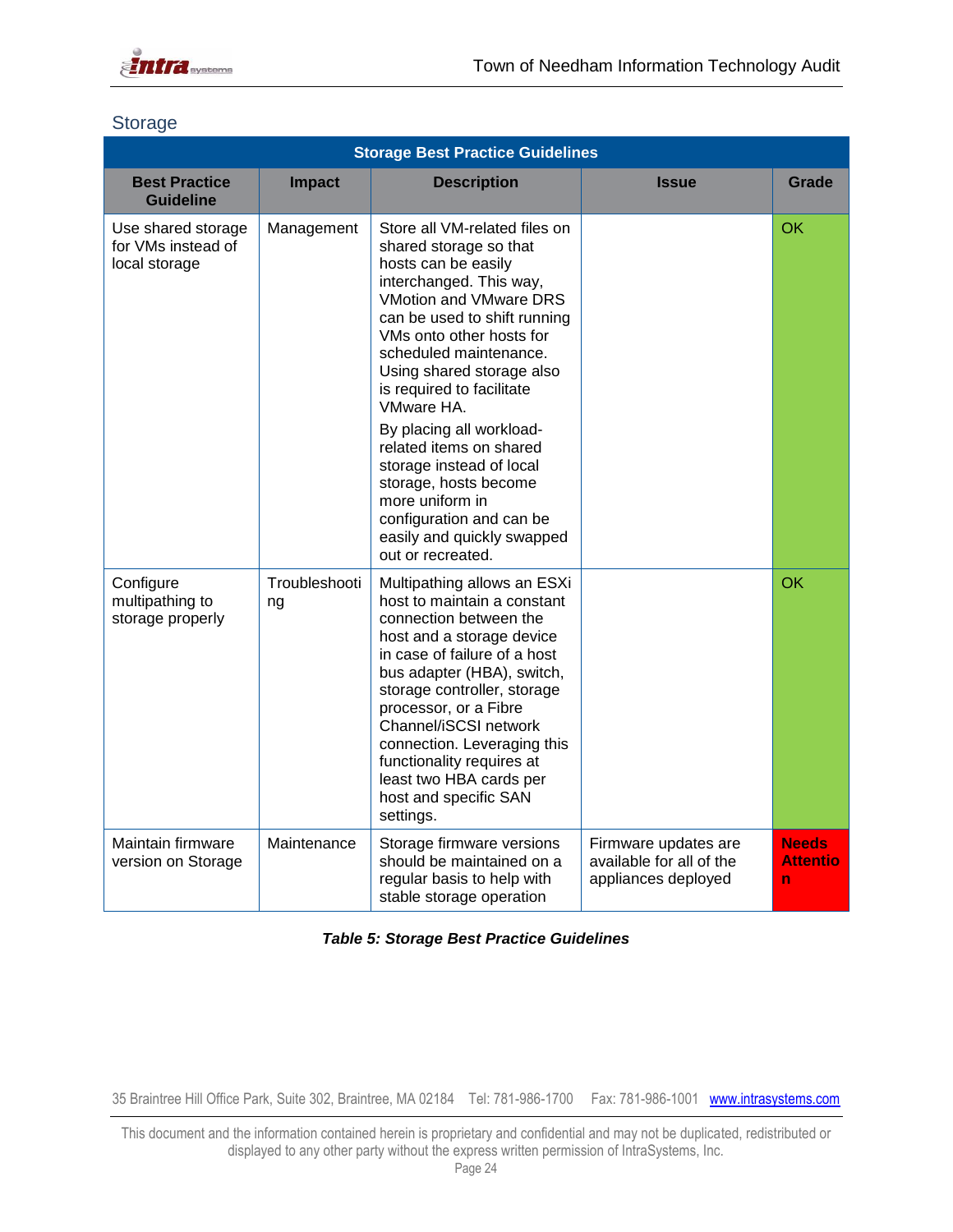## Storage

| Storage Best Practice Guidelines | | | | |
|---|---|---|---|---|
| **Best Practice Guideline** | **Impact** | **Description** | **Issue** | **Grade** |
| Use shared storage for VMs instead of local storage | Management | Store all VM-related files on shared storage so that hosts can be easily interchanged. This way, VMotion and VMware DRS can be used to shift running VMs onto other hosts for scheduled maintenance. Using shared storage also is required to facilitate VMware HA. By placing all workload-related items on shared storage instead of local storage, hosts become more uniform in configuration and can be easily and quickly swapped out or recreated. | | OK |
| Configure multipathing to storage properly | Troubleshooting | Multipathing allows an ESXi host to maintain a constant connection between the host and a storage device in case of failure of a host bus adapter (HBA), switch, storage controller, storage processor, or a Fibre Channel/iSCSI network connection. Leveraging this functionality requires at least two HBA cards per host and specific SAN settings. | | OK |
| Maintain firmware version on Storage | Maintenance | Storage firmware versions should be maintained on a regular basis to help with stable storage operation | Firmware updates are available for all of the appliances deployed | **Needs Attention** |

***Table 5: Storage Best Practice Guidelines***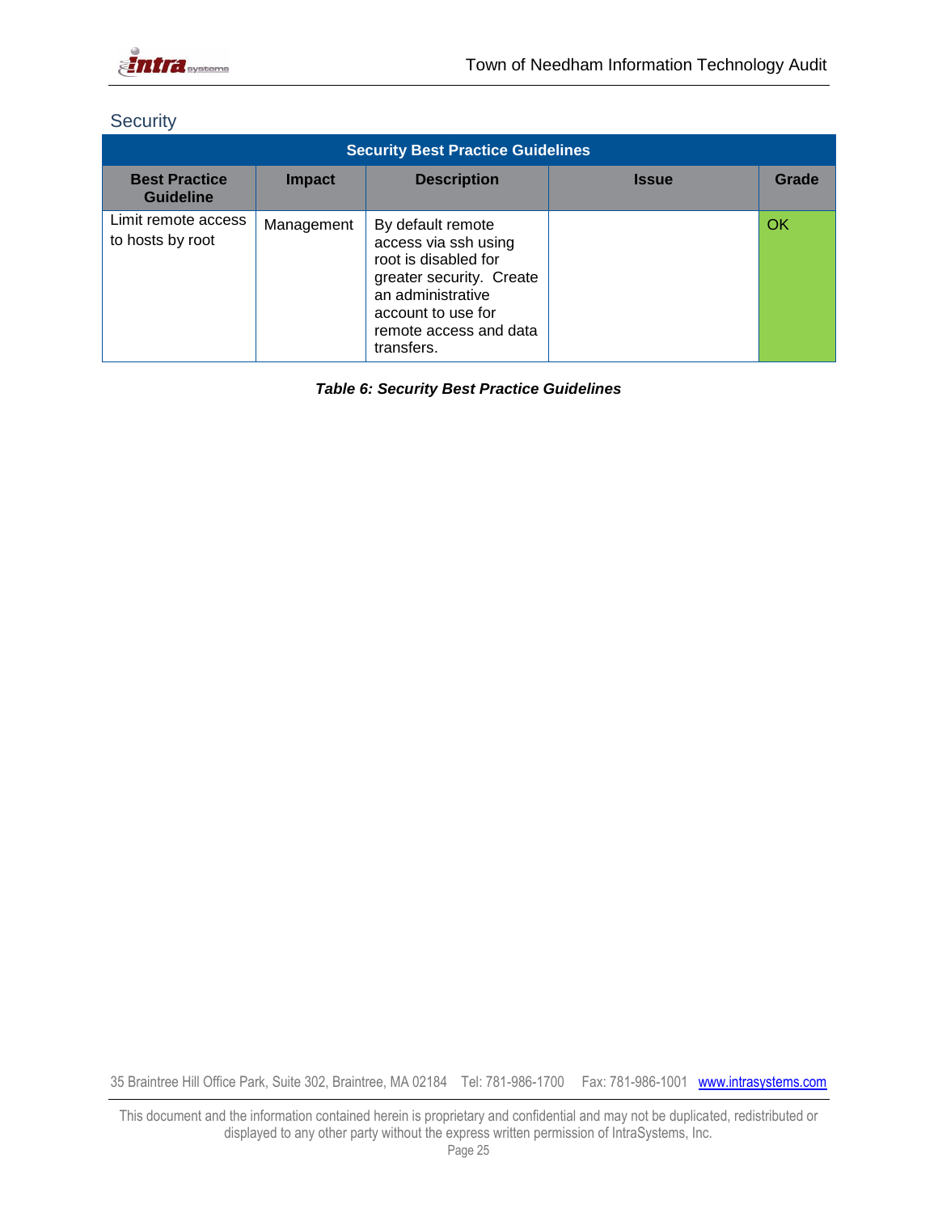## Security

| Security Best Practice Guidelines | | | | |
|---|---|---|---|---|
| **Best Practice Guideline** | **Impact** | **Description** | **Issue** | **Grade** |
| Limit remote access to hosts by root | Management | By default remote access via ssh using root is disabled for greater security. Create an administrative account to use for remote access and data transfers. | | OK |

***Table 6: Security Best Practice Guidelines***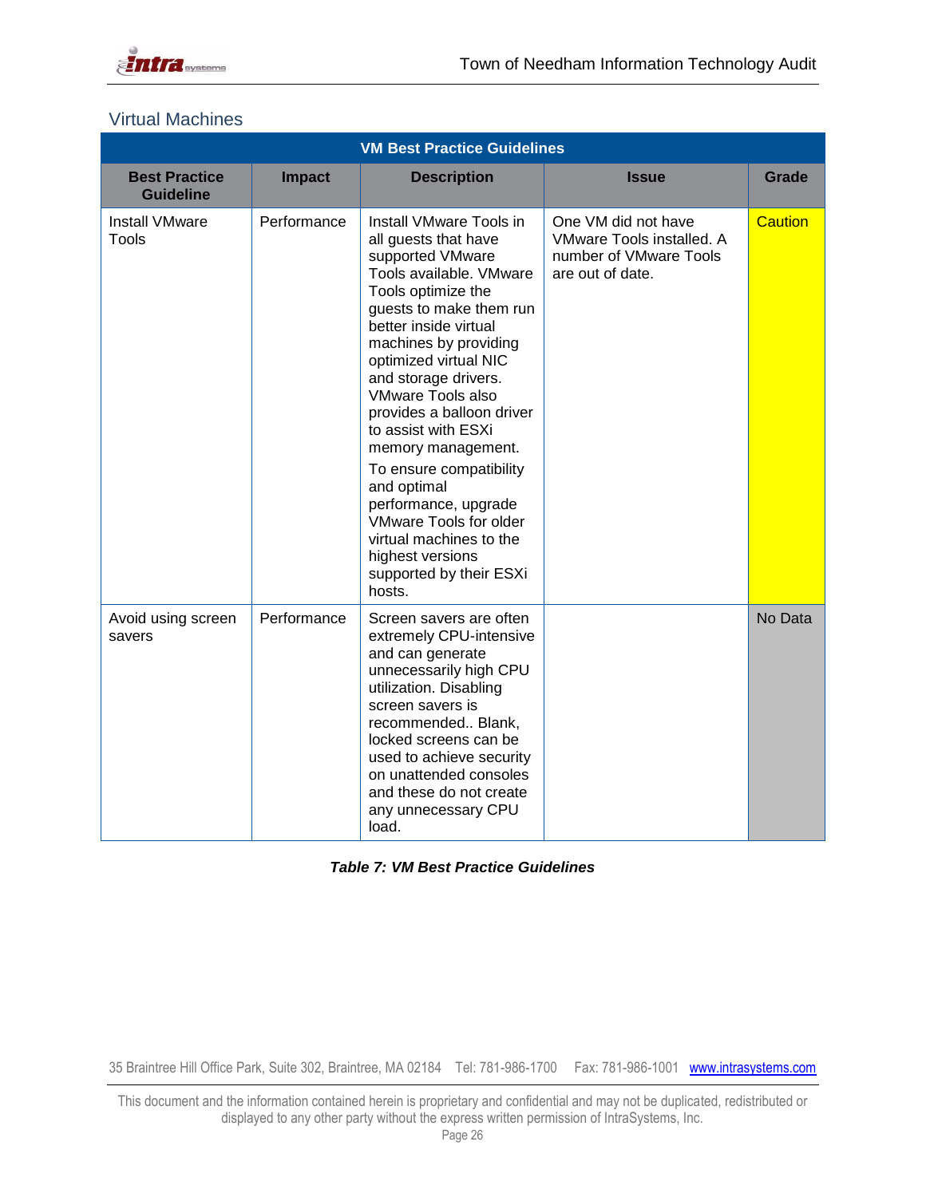## Virtual Machines

| VM Best Practice Guidelines | | | | |
|---|---|---|---|---|
| **Best Practice Guideline** | **Impact** | **Description** | **Issue** | **Grade** |
| Install VMware Tools | Performance | Install VMware Tools in all guests that have supported VMware Tools available. VMware Tools optimize the guests to make them run better inside virtual machines by providing optimized virtual NIC and storage drivers. VMware Tools also provides a balloon driver to assist with ESXi memory management. To ensure compatibility and optimal performance, upgrade VMware Tools for older virtual machines to the highest versions supported by their ESXi hosts. | One VM did not have VMware Tools installed. A number of VMware Tools are out of date. | Caution |
| Avoid using screen savers | Performance | Screen savers are often extremely CPU-intensive and can generate unnecessarily high CPU utilization. Disabling screen savers is recommended.. Blank, locked screens can be used to achieve security on unattended consoles and these do not create any unnecessary CPU load. | | No Data |

***Table 7: VM Best Practice Guidelines***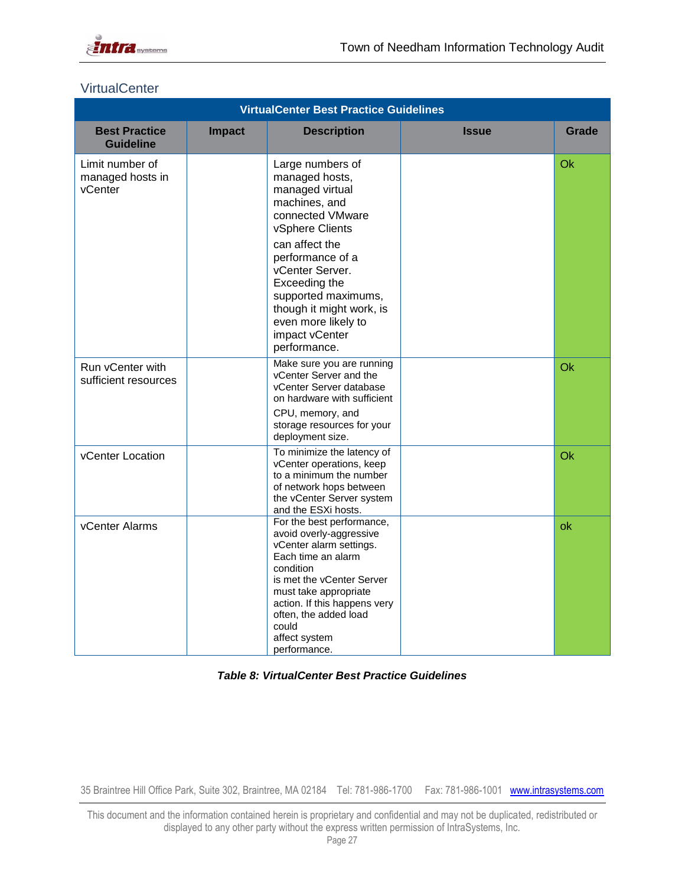## VirtualCenter

| VirtualCenter Best Practice Guidelines | | | | |
|---|---|---|---|---|
| **Best Practice Guideline** | **Impact** | **Description** | **Issue** | **Grade** |
| Limit number of managed hosts in vCenter | | Large numbers of managed hosts, managed virtual machines, and connected VMware vSphere Clients can affect the performance of a vCenter Server. Exceeding the supported maximums, though it might work, is even more likely to impact vCenter performance. | | Ok |
| Run vCenter with sufficient resources | | Make sure you are running vCenter Server and the vCenter Server database on hardware with sufficient CPU, memory, and storage resources for your deployment size. | | Ok |
| vCenter Location | | To minimize the latency of vCenter operations, keep to a minimum the number of network hops between the vCenter Server system and the ESXi hosts. | | Ok |
| vCenter Alarms | | For the best performance, avoid overly-aggressive vCenter alarm settings. Each time an alarm condition is met the vCenter Server must take appropriate action. If this happens very often, the added load could affect system performance. | | ok |

***Table 8: VirtualCenter Best Practice Guidelines***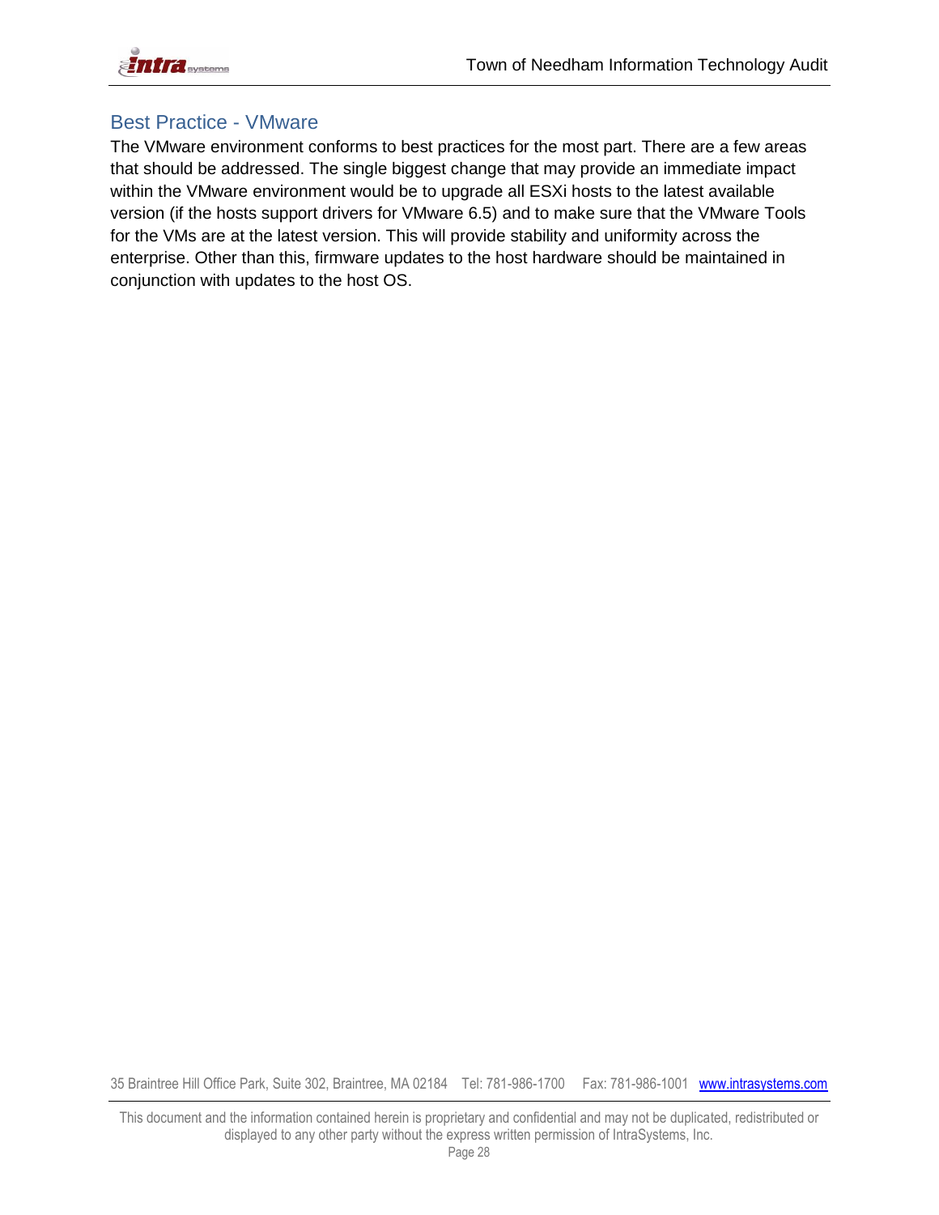## Best Practice - VMware

The VMware environment conforms to best practices for the most part. There are a few areas that should be addressed. The single biggest change that may provide an immediate impact within the VMware environment would be to upgrade all ESXi hosts to the latest available version (if the hosts support drivers for VMware 6.5) and to make sure that the VMware Tools for the VMs are at the latest version. This will provide stability and uniformity across the enterprise. Other than this, firmware updates to the host hardware should be maintained in conjunction with updates to the host OS.